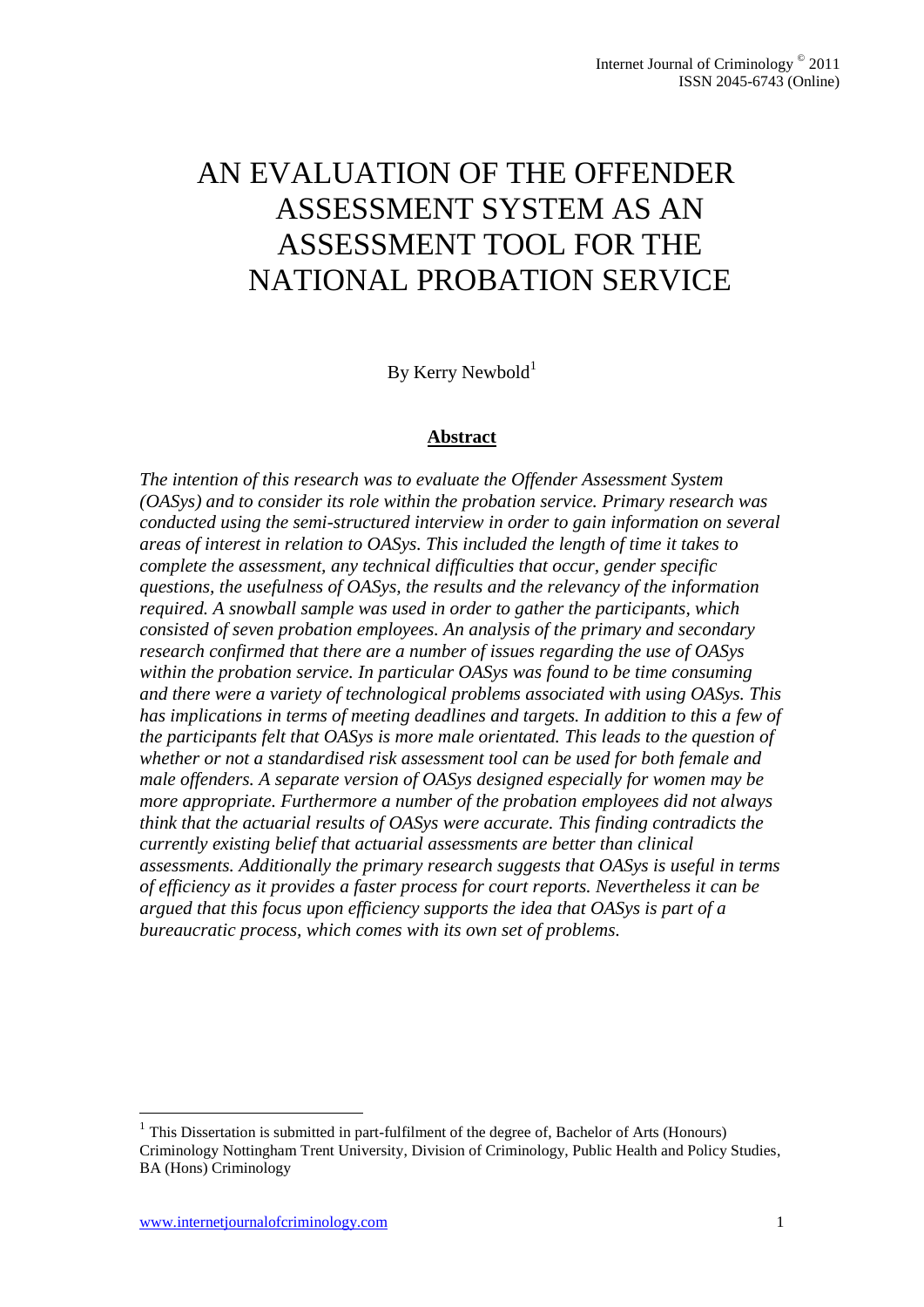# AN EVALUATION OF THE OFFENDER ASSESSMENT SYSTEM AS AN ASSESSMENT TOOL FOR THE NATIONAL PROBATION SERVICE

By Kerry Newbold[1]

## Abstract

*The intention of this research was to evaluate the Offender Assessment System (OASys) and to consider its role within the probation service. Primary research was conducted using the semi-structured interview in order to gain information on several areas of interest in relation to OASys. This included the length of time it takes to complete the assessment, any technical difficulties that occur, gender specific questions, the usefulness of OASys, the results and the relevancy of the information required. A snowball sample was used in order to gather the participants, which consisted of seven probation employees. An analysis of the primary and secondary research confirmed that there are a number of issues regarding the use of OASys within the probation service. In particular OASys was found to be time consuming and there were a variety of technological problems associated with using OASys. This has implications in terms of meeting deadlines and targets. In addition to this a few of the participants felt that OASys is more male orientated. This leads to the question of whether or not a standardised risk assessment tool can be used for both female and male offenders. A separate version of OASys designed especially for women may be more appropriate. Furthermore a number of the probation employees did not always think that the actuarial results of OASys were accurate. This finding contradicts the currently existing belief that actuarial assessments are better than clinical assessments. Additionally the primary research suggests that OASys is useful in terms of efficiency as it provides a faster process for court reports. Nevertheless it can be argued that this focus upon efficiency supports the idea that OASys is part of a bureaucratic process, which comes with its own set of problems.*

[1] This Dissertation is submitted in part-fulfilment of the degree of, Bachelor of Arts (Honours) Criminology Nottingham Trent University, Division of Criminology, Public Health and Policy Studies, BA (Hons) Criminology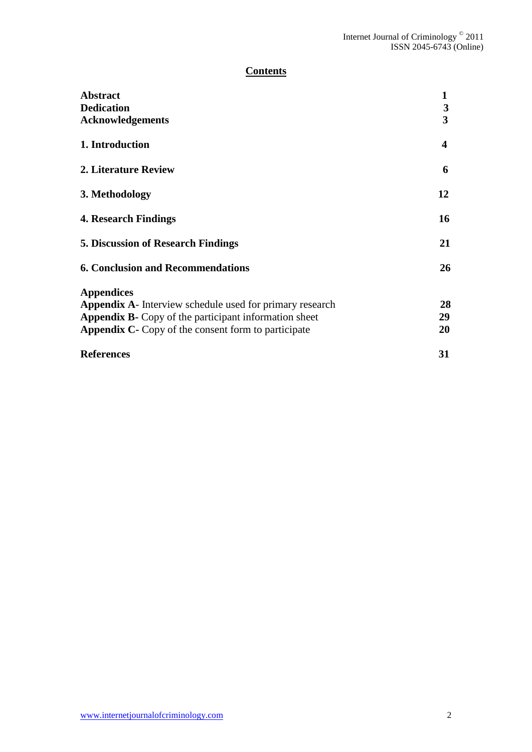## Contents

| | |
|---|---|
| **Abstract** | **1** |
| **Dedication** | **3** |
| **Acknowledgements** | **3** |
| **1. Introduction** | **4** |
| **2. Literature Review** | **6** |
| **3. Methodology** | **12** |
| **4. Research Findings** | **16** |
| **5. Discussion of Research Findings** | **21** |
| **6. Conclusion and Recommendations** | **26** |
| **Appendices** | |
| **Appendix A**- Interview schedule used for primary research | **28** |
| **Appendix B-** Copy of the participant information sheet | **29** |
| **Appendix C-** Copy of the consent form to participate | **20** |
| **References** | **31** |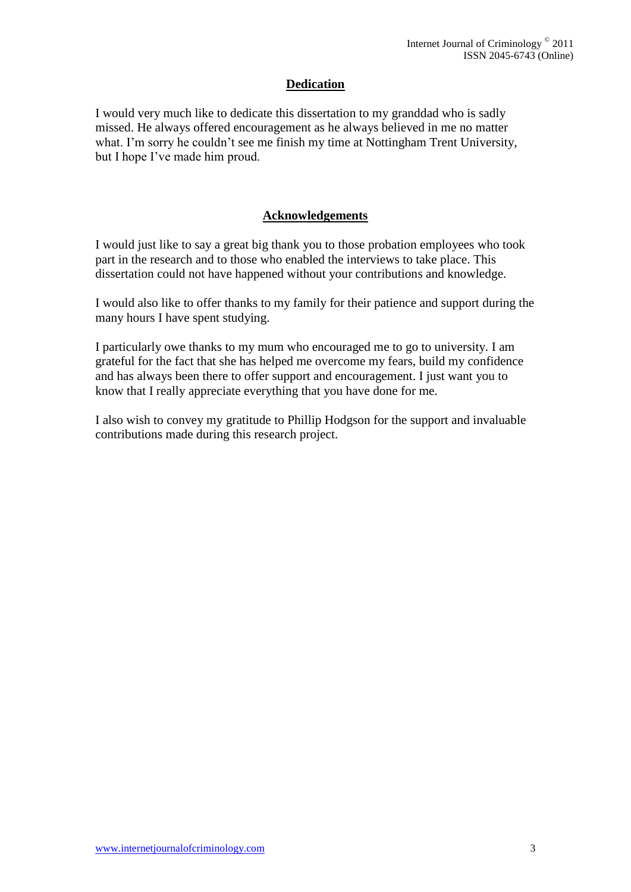## Dedication

I would very much like to dedicate this dissertation to my granddad who is sadly missed. He always offered encouragement as he always believed in me no matter what. I'm sorry he couldn't see me finish my time at Nottingham Trent University, but I hope I've made him proud.

## Acknowledgements

I would just like to say a great big thank you to those probation employees who took part in the research and to those who enabled the interviews to take place. This dissertation could not have happened without your contributions and knowledge.

I would also like to offer thanks to my family for their patience and support during the many hours I have spent studying.

I particularly owe thanks to my mum who encouraged me to go to university. I am grateful for the fact that she has helped me overcome my fears, build my confidence and has always been there to offer support and encouragement. I just want you to know that I really appreciate everything that you have done for me.

I also wish to convey my gratitude to Phillip Hodgson for the support and invaluable contributions made during this research project.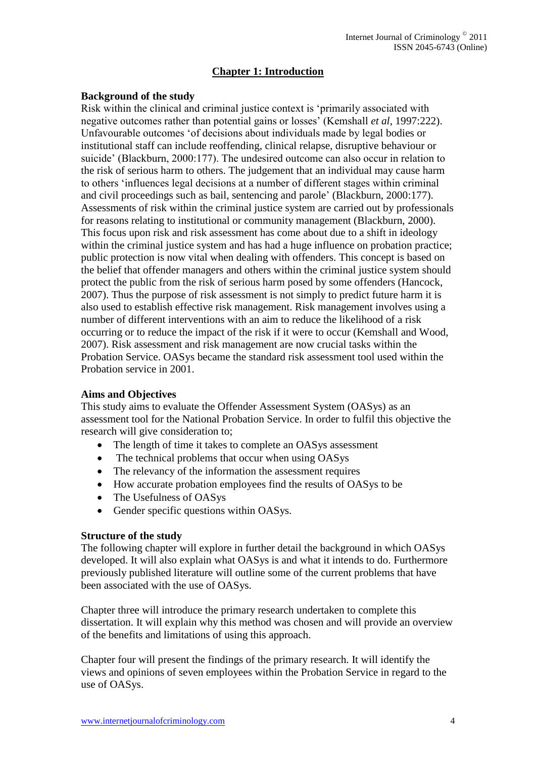## Chapter 1: Introduction

### Background of the study

Risk within the clinical and criminal justice context is 'primarily associated with negative outcomes rather than potential gains or losses' (Kemshall *et al*, 1997:222). Unfavourable outcomes 'of decisions about individuals made by legal bodies or institutional staff can include reoffending, clinical relapse, disruptive behaviour or suicide' (Blackburn, 2000:177). The undesired outcome can also occur in relation to the risk of serious harm to others. The judgement that an individual may cause harm to others 'influences legal decisions at a number of different stages within criminal and civil proceedings such as bail, sentencing and parole' (Blackburn, 2000:177). Assessments of risk within the criminal justice system are carried out by professionals for reasons relating to institutional or community management (Blackburn, 2000). This focus upon risk and risk assessment has come about due to a shift in ideology within the criminal justice system and has had a huge influence on probation practice; public protection is now vital when dealing with offenders. This concept is based on the belief that offender managers and others within the criminal justice system should protect the public from the risk of serious harm posed by some offenders (Hancock, 2007). Thus the purpose of risk assessment is not simply to predict future harm it is also used to establish effective risk management. Risk management involves using a number of different interventions with an aim to reduce the likelihood of a risk occurring or to reduce the impact of the risk if it were to occur (Kemshall and Wood, 2007). Risk assessment and risk management are now crucial tasks within the Probation Service. OASys became the standard risk assessment tool used within the Probation service in 2001.

### Aims and Objectives

This study aims to evaluate the Offender Assessment System (OASys) as an assessment tool for the National Probation Service. In order to fulfil this objective the research will give consideration to;

- The length of time it takes to complete an OASys assessment
- The technical problems that occur when using OASys
- The relevancy of the information the assessment requires
- How accurate probation employees find the results of OASys to be
- The Usefulness of OASys
- Gender specific questions within OASys.

### Structure of the study

The following chapter will explore in further detail the background in which OASys developed. It will also explain what OASys is and what it intends to do. Furthermore previously published literature will outline some of the current problems that have been associated with the use of OASys.

Chapter three will introduce the primary research undertaken to complete this dissertation. It will explain why this method was chosen and will provide an overview of the benefits and limitations of using this approach.

Chapter four will present the findings of the primary research. It will identify the views and opinions of seven employees within the Probation Service in regard to the use of OASys.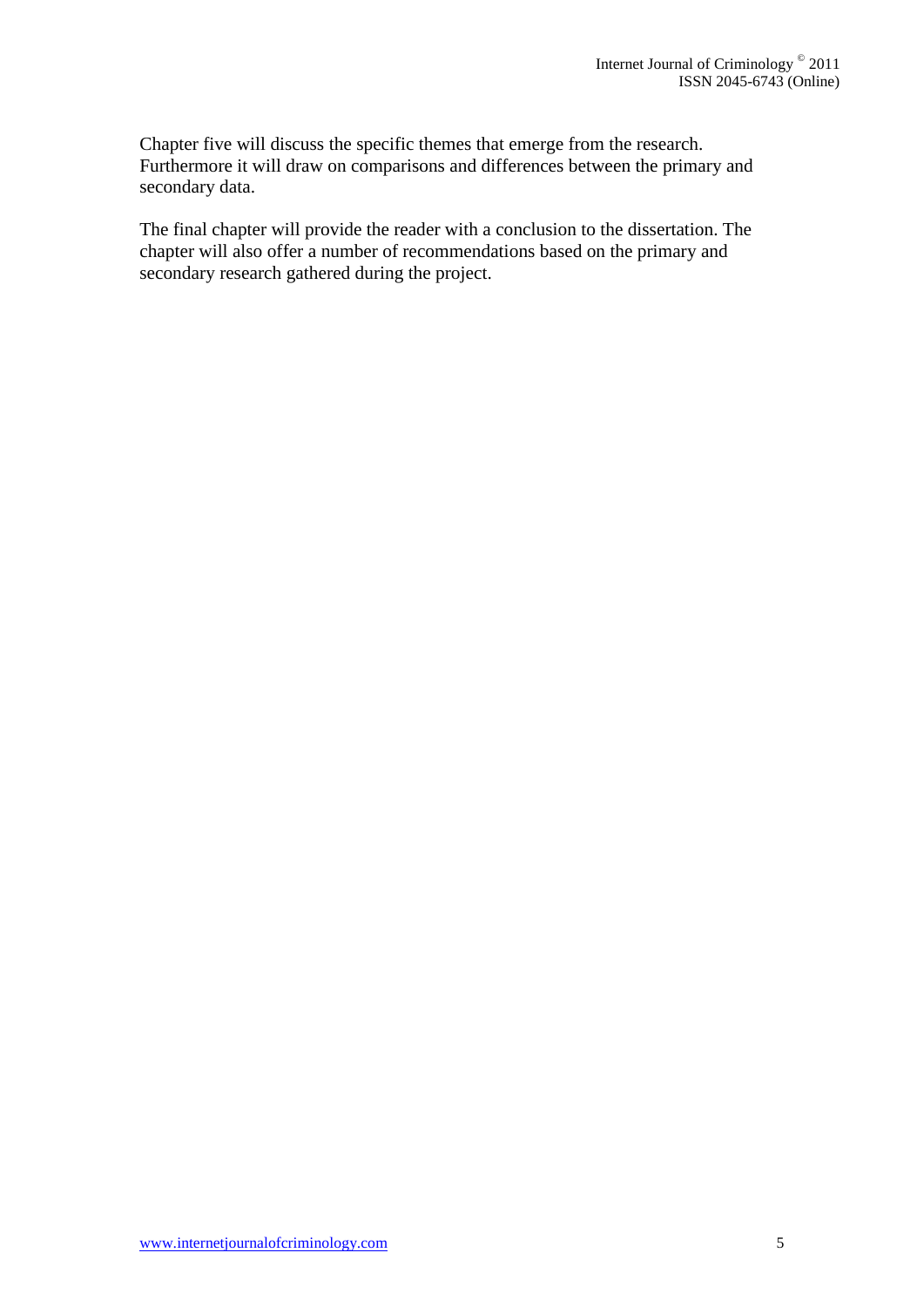Chapter five will discuss the specific themes that emerge from the research. Furthermore it will draw on comparisons and differences between the primary and secondary data.

The final chapter will provide the reader with a conclusion to the dissertation. The chapter will also offer a number of recommendations based on the primary and secondary research gathered during the project.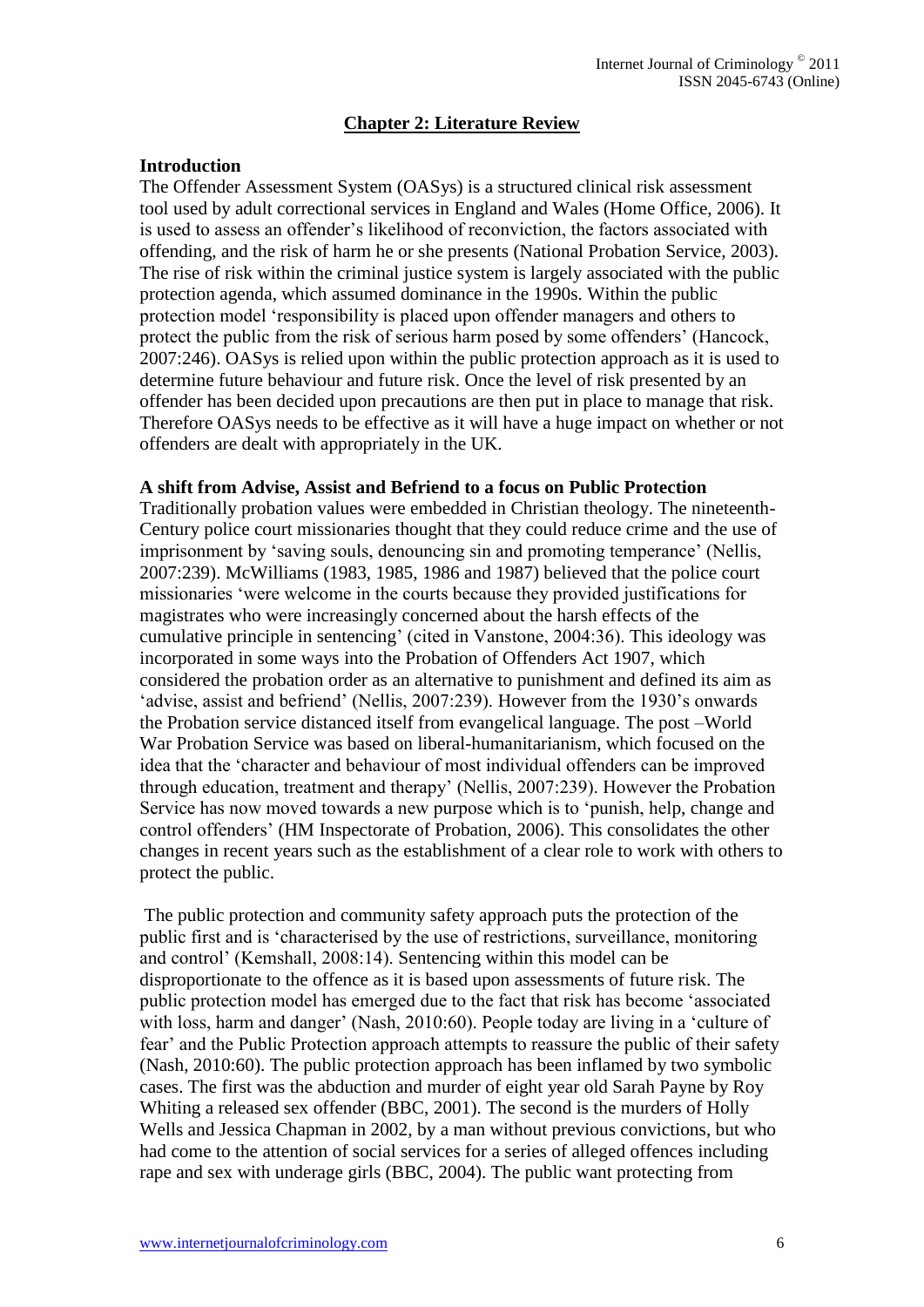## Chapter 2: Literature Review

### Introduction

The Offender Assessment System (OASys) is a structured clinical risk assessment tool used by adult correctional services in England and Wales (Home Office, 2006). It is used to assess an offender's likelihood of reconviction, the factors associated with offending, and the risk of harm he or she presents (National Probation Service, 2003). The rise of risk within the criminal justice system is largely associated with the public protection agenda, which assumed dominance in the 1990s. Within the public protection model 'responsibility is placed upon offender managers and others to protect the public from the risk of serious harm posed by some offenders' (Hancock, 2007:246). OASys is relied upon within the public protection approach as it is used to determine future behaviour and future risk. Once the level of risk presented by an offender has been decided upon precautions are then put in place to manage that risk. Therefore OASys needs to be effective as it will have a huge impact on whether or not offenders are dealt with appropriately in the UK.

### A shift from Advise, Assist and Befriend to a focus on Public Protection

Traditionally probation values were embedded in Christian theology. The nineteenth-Century police court missionaries thought that they could reduce crime and the use of imprisonment by 'saving souls, denouncing sin and promoting temperance' (Nellis, 2007:239). McWilliams (1983, 1985, 1986 and 1987) believed that the police court missionaries 'were welcome in the courts because they provided justifications for magistrates who were increasingly concerned about the harsh effects of the cumulative principle in sentencing' (cited in Vanstone, 2004:36). This ideology was incorporated in some ways into the Probation of Offenders Act 1907, which considered the probation order as an alternative to punishment and defined its aim as 'advise, assist and befriend' (Nellis, 2007:239). However from the 1930's onwards the Probation service distanced itself from evangelical language. The post –World War Probation Service was based on liberal-humanitarianism, which focused on the idea that the 'character and behaviour of most individual offenders can be improved through education, treatment and therapy' (Nellis, 2007:239). However the Probation Service has now moved towards a new purpose which is to 'punish, help, change and control offenders' (HM Inspectorate of Probation, 2006). This consolidates the other changes in recent years such as the establishment of a clear role to work with others to protect the public.

The public protection and community safety approach puts the protection of the public first and is 'characterised by the use of restrictions, surveillance, monitoring and control' (Kemshall, 2008:14). Sentencing within this model can be disproportionate to the offence as it is based upon assessments of future risk. The public protection model has emerged due to the fact that risk has become 'associated with loss, harm and danger' (Nash, 2010:60). People today are living in a 'culture of fear' and the Public Protection approach attempts to reassure the public of their safety (Nash, 2010:60). The public protection approach has been inflamed by two symbolic cases. The first was the abduction and murder of eight year old Sarah Payne by Roy Whiting a released sex offender (BBC, 2001). The second is the murders of Holly Wells and Jessica Chapman in 2002, by a man without previous convictions, but who had come to the attention of social services for a series of alleged offences including rape and sex with underage girls (BBC, 2004). The public want protecting from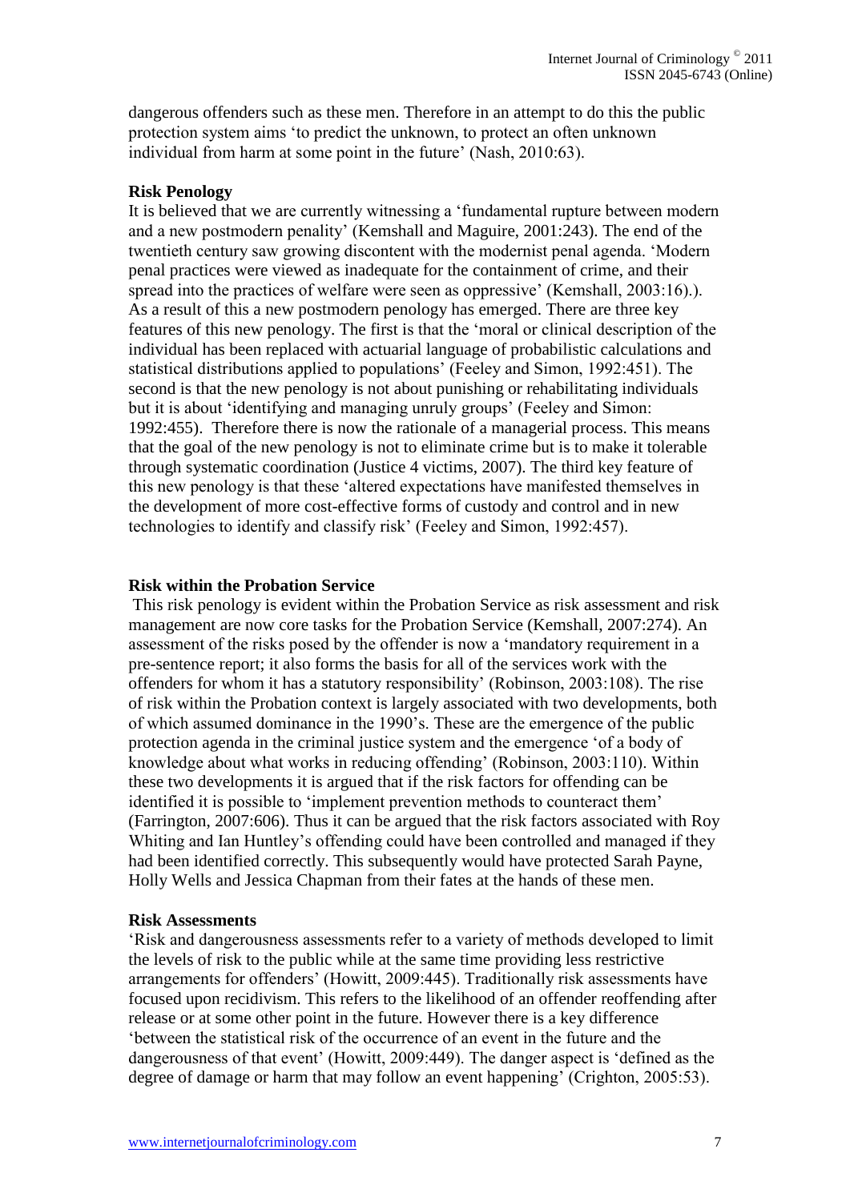dangerous offenders such as these men. Therefore in an attempt to do this the public protection system aims 'to predict the unknown, to protect an often unknown individual from harm at some point in the future' (Nash, 2010:63).

**Risk Penology**

It is believed that we are currently witnessing a 'fundamental rupture between modern and a new postmodern penality' (Kemshall and Maguire, 2001:243). The end of the twentieth century saw growing discontent with the modernist penal agenda. 'Modern penal practices were viewed as inadequate for the containment of crime, and their spread into the practices of welfare were seen as oppressive' (Kemshall, 2003:16).). As a result of this a new postmodern penology has emerged. There are three key features of this new penology. The first is that the 'moral or clinical description of the individual has been replaced with actuarial language of probabilistic calculations and statistical distributions applied to populations' (Feeley and Simon, 1992:451). The second is that the new penology is not about punishing or rehabilitating individuals but it is about 'identifying and managing unruly groups' (Feeley and Simon: 1992:455). Therefore there is now the rationale of a managerial process. This means that the goal of the new penology is not to eliminate crime but is to make it tolerable through systematic coordination (Justice 4 victims, 2007). The third key feature of this new penology is that these 'altered expectations have manifested themselves in the development of more cost-effective forms of custody and control and in new technologies to identify and classify risk' (Feeley and Simon, 1992:457).

**Risk within the Probation Service**

This risk penology is evident within the Probation Service as risk assessment and risk management are now core tasks for the Probation Service (Kemshall, 2007:274). An assessment of the risks posed by the offender is now a 'mandatory requirement in a pre-sentence report; it also forms the basis for all of the services work with the offenders for whom it has a statutory responsibility' (Robinson, 2003:108). The rise of risk within the Probation context is largely associated with two developments, both of which assumed dominance in the 1990's. These are the emergence of the public protection agenda in the criminal justice system and the emergence 'of a body of knowledge about what works in reducing offending' (Robinson, 2003:110). Within these two developments it is argued that if the risk factors for offending can be identified it is possible to 'implement prevention methods to counteract them' (Farrington, 2007:606). Thus it can be argued that the risk factors associated with Roy Whiting and Ian Huntley's offending could have been controlled and managed if they had been identified correctly. This subsequently would have protected Sarah Payne, Holly Wells and Jessica Chapman from their fates at the hands of these men.

**Risk Assessments**

'Risk and dangerousness assessments refer to a variety of methods developed to limit the levels of risk to the public while at the same time providing less restrictive arrangements for offenders' (Howitt, 2009:445). Traditionally risk assessments have focused upon recidivism. This refers to the likelihood of an offender reoffending after release or at some other point in the future. However there is a key difference 'between the statistical risk of the occurrence of an event in the future and the dangerousness of that event' (Howitt, 2009:449). The danger aspect is 'defined as the degree of damage or harm that may follow an event happening' (Crighton, 2005:53).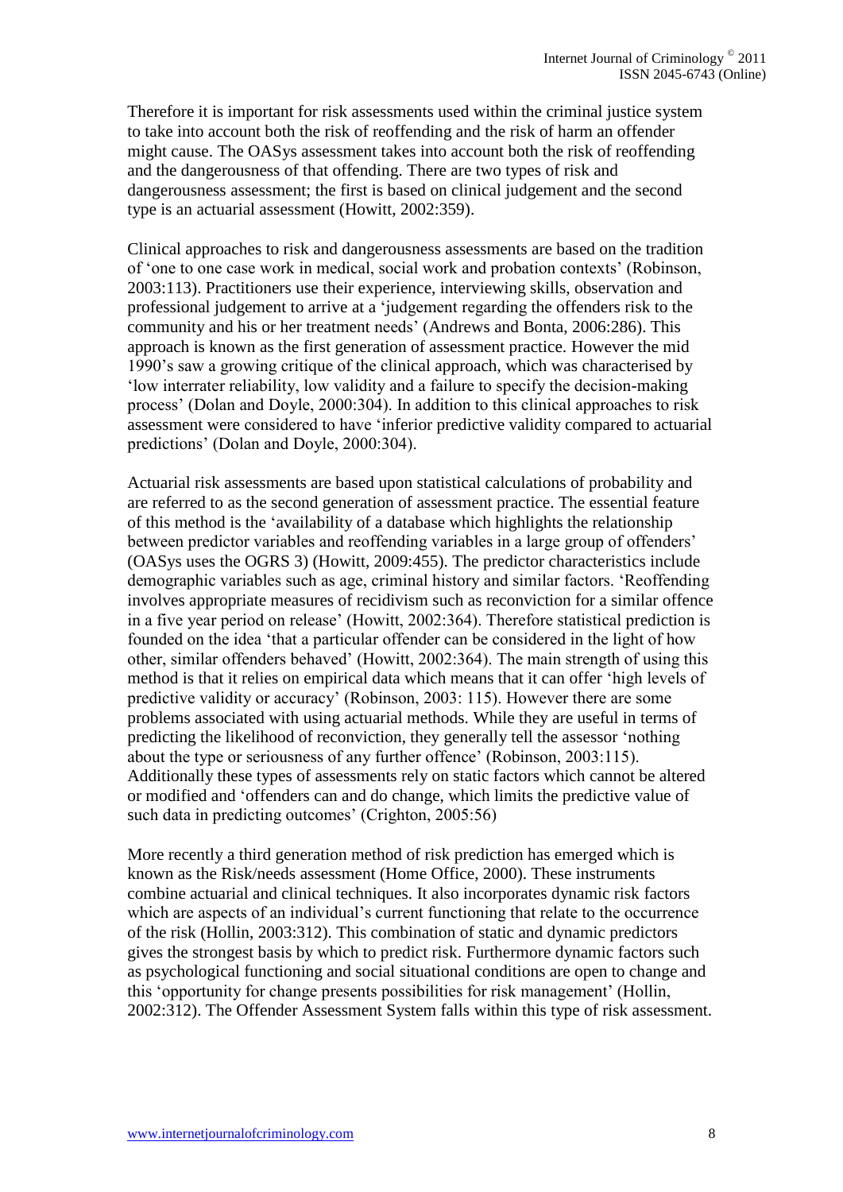Therefore it is important for risk assessments used within the criminal justice system to take into account both the risk of reoffending and the risk of harm an offender might cause. The OASys assessment takes into account both the risk of reoffending and the dangerousness of that offending. There are two types of risk and dangerousness assessment; the first is based on clinical judgement and the second type is an actuarial assessment (Howitt, 2002:359).

Clinical approaches to risk and dangerousness assessments are based on the tradition of 'one to one case work in medical, social work and probation contexts' (Robinson, 2003:113). Practitioners use their experience, interviewing skills, observation and professional judgement to arrive at a 'judgement regarding the offenders risk to the community and his or her treatment needs' (Andrews and Bonta, 2006:286). This approach is known as the first generation of assessment practice. However the mid 1990's saw a growing critique of the clinical approach, which was characterised by 'low interrater reliability, low validity and a failure to specify the decision-making process' (Dolan and Doyle, 2000:304). In addition to this clinical approaches to risk assessment were considered to have 'inferior predictive validity compared to actuarial predictions' (Dolan and Doyle, 2000:304).

Actuarial risk assessments are based upon statistical calculations of probability and are referred to as the second generation of assessment practice. The essential feature of this method is the 'availability of a database which highlights the relationship between predictor variables and reoffending variables in a large group of offenders' (OASys uses the OGRS 3) (Howitt, 2009:455). The predictor characteristics include demographic variables such as age, criminal history and similar factors. 'Reoffending involves appropriate measures of recidivism such as reconviction for a similar offence in a five year period on release' (Howitt, 2002:364). Therefore statistical prediction is founded on the idea 'that a particular offender can be considered in the light of how other, similar offenders behaved' (Howitt, 2002:364). The main strength of using this method is that it relies on empirical data which means that it can offer 'high levels of predictive validity or accuracy' (Robinson, 2003: 115). However there are some problems associated with using actuarial methods. While they are useful in terms of predicting the likelihood of reconviction, they generally tell the assessor 'nothing about the type or seriousness of any further offence' (Robinson, 2003:115). Additionally these types of assessments rely on static factors which cannot be altered or modified and 'offenders can and do change, which limits the predictive value of such data in predicting outcomes' (Crighton, 2005:56)

More recently a third generation method of risk prediction has emerged which is known as the Risk/needs assessment (Home Office, 2000). These instruments combine actuarial and clinical techniques. It also incorporates dynamic risk factors which are aspects of an individual's current functioning that relate to the occurrence of the risk (Hollin, 2003:312). This combination of static and dynamic predictors gives the strongest basis by which to predict risk. Furthermore dynamic factors such as psychological functioning and social situational conditions are open to change and this 'opportunity for change presents possibilities for risk management' (Hollin, 2002:312). The Offender Assessment System falls within this type of risk assessment.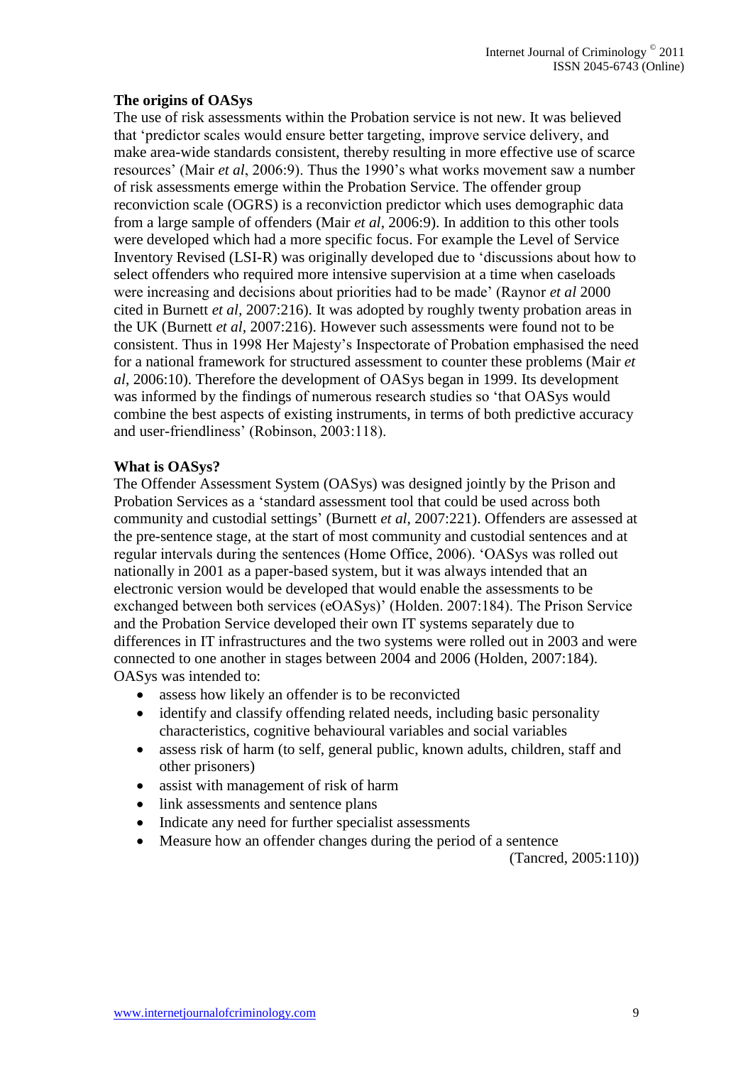**The origins of OASys**

The use of risk assessments within the Probation service is not new. It was believed that 'predictor scales would ensure better targeting, improve service delivery, and make area-wide standards consistent, thereby resulting in more effective use of scarce resources' (Mair *et al*, 2006:9). Thus the 1990's what works movement saw a number of risk assessments emerge within the Probation Service. The offender group reconviction scale (OGRS) is a reconviction predictor which uses demographic data from a large sample of offenders (Mair *et al*, 2006:9). In addition to this other tools were developed which had a more specific focus. For example the Level of Service Inventory Revised (LSI-R) was originally developed due to 'discussions about how to select offenders who required more intensive supervision at a time when caseloads were increasing and decisions about priorities had to be made' (Raynor *et al* 2000 cited in Burnett *et al*, 2007:216). It was adopted by roughly twenty probation areas in the UK (Burnett *et al*, 2007:216). However such assessments were found not to be consistent. Thus in 1998 Her Majesty's Inspectorate of Probation emphasised the need for a national framework for structured assessment to counter these problems (Mair *et al*, 2006:10). Therefore the development of OASys began in 1999. Its development was informed by the findings of numerous research studies so 'that OASys would combine the best aspects of existing instruments, in terms of both predictive accuracy and user-friendliness' (Robinson, 2003:118).

**What is OASys?**

The Offender Assessment System (OASys) was designed jointly by the Prison and Probation Services as a 'standard assessment tool that could be used across both community and custodial settings' (Burnett *et al*, 2007:221). Offenders are assessed at the pre-sentence stage, at the start of most community and custodial sentences and at regular intervals during the sentences (Home Office, 2006). 'OASys was rolled out nationally in 2001 as a paper-based system, but it was always intended that an electronic version would be developed that would enable the assessments to be exchanged between both services (eOASys)' (Holden. 2007:184). The Prison Service and the Probation Service developed their own IT systems separately due to differences in IT infrastructures and the two systems were rolled out in 2003 and were connected to one another in stages between 2004 and 2006 (Holden, 2007:184). OASys was intended to:

- assess how likely an offender is to be reconvicted
- identify and classify offending related needs, including basic personality characteristics, cognitive behavioural variables and social variables
- assess risk of harm (to self, general public, known adults, children, staff and other prisoners)
- assist with management of risk of harm
- link assessments and sentence plans
- Indicate any need for further specialist assessments
- Measure how an offender changes during the period of a sentence

(Tancred, 2005:110))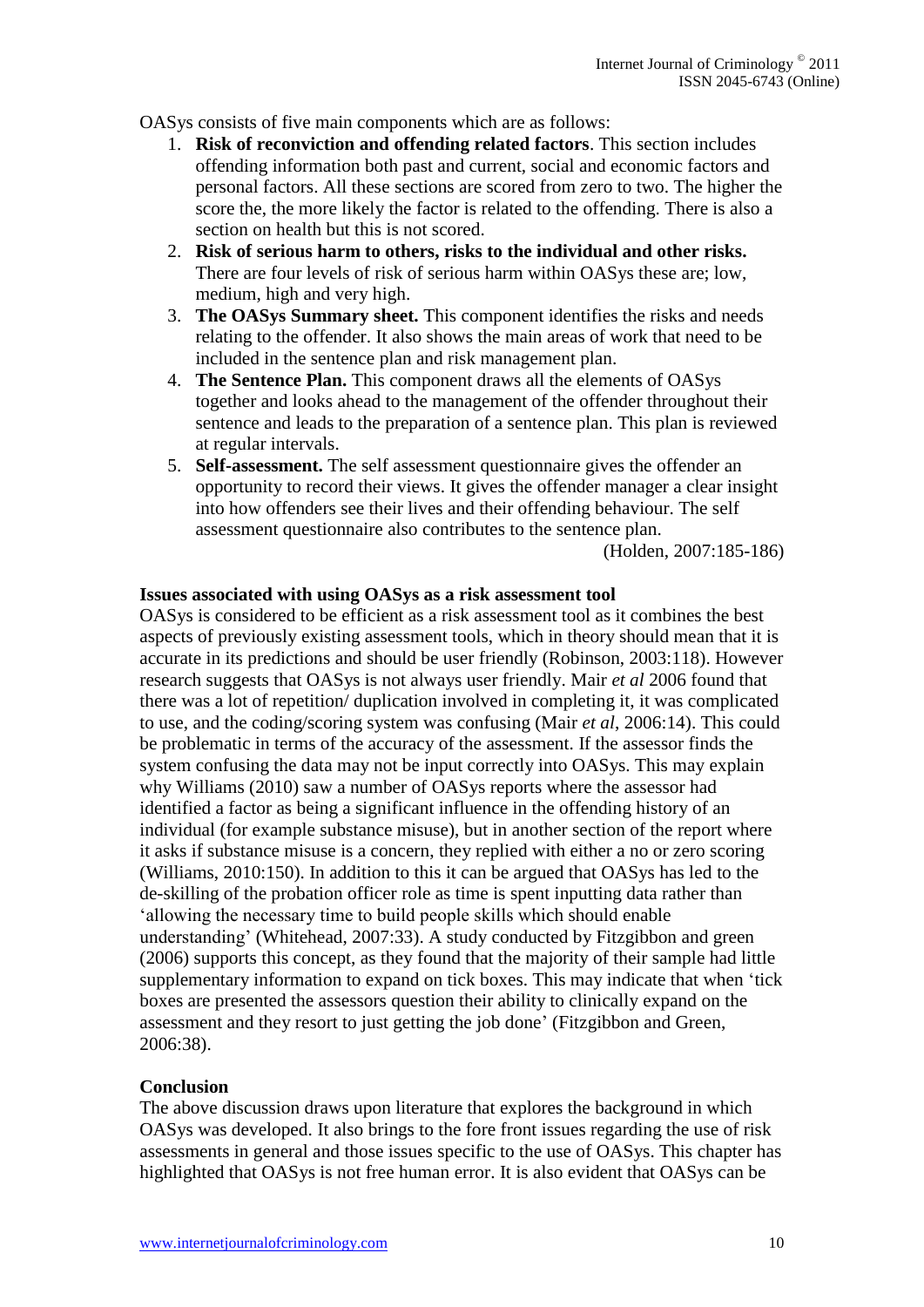OASys consists of five main components which are as follows:

1. **Risk of reconviction and offending related factors**. This section includes offending information both past and current, social and economic factors and personal factors. All these sections are scored from zero to two. The higher the score the, the more likely the factor is related to the offending. There is also a section on health but this is not scored.
2. **Risk of serious harm to others, risks to the individual and other risks.** There are four levels of risk of serious harm within OASys these are; low, medium, high and very high.
3. **The OASys Summary sheet.** This component identifies the risks and needs relating to the offender. It also shows the main areas of work that need to be included in the sentence plan and risk management plan.
4. **The Sentence Plan.** This component draws all the elements of OASys together and looks ahead to the management of the offender throughout their sentence and leads to the preparation of a sentence plan. This plan is reviewed at regular intervals.
5. **Self-assessment.** The self assessment questionnaire gives the offender an opportunity to record their views. It gives the offender manager a clear insight into how offenders see their lives and their offending behaviour. The self assessment questionnaire also contributes to the sentence plan.

(Holden, 2007:185-186)

**Issues associated with using OASys as a risk assessment tool**

OASys is considered to be efficient as a risk assessment tool as it combines the best aspects of previously existing assessment tools, which in theory should mean that it is accurate in its predictions and should be user friendly (Robinson, 2003:118). However research suggests that OASys is not always user friendly. Mair *et al* 2006 found that there was a lot of repetition/ duplication involved in completing it, it was complicated to use, and the coding/scoring system was confusing (Mair *et al*, 2006:14). This could be problematic in terms of the accuracy of the assessment. If the assessor finds the system confusing the data may not be input correctly into OASys. This may explain why Williams (2010) saw a number of OASys reports where the assessor had identified a factor as being a significant influence in the offending history of an individual (for example substance misuse), but in another section of the report where it asks if substance misuse is a concern, they replied with either a no or zero scoring (Williams, 2010:150). In addition to this it can be argued that OASys has led to the de-skilling of the probation officer role as time is spent inputting data rather than 'allowing the necessary time to build people skills which should enable understanding' (Whitehead, 2007:33). A study conducted by Fitzgibbon and green (2006) supports this concept, as they found that the majority of their sample had little supplementary information to expand on tick boxes. This may indicate that when 'tick boxes are presented the assessors question their ability to clinically expand on the assessment and they resort to just getting the job done' (Fitzgibbon and Green, 2006:38).

**Conclusion**

The above discussion draws upon literature that explores the background in which OASys was developed. It also brings to the fore front issues regarding the use of risk assessments in general and those issues specific to the use of OASys. This chapter has highlighted that OASys is not free human error. It is also evident that OASys can be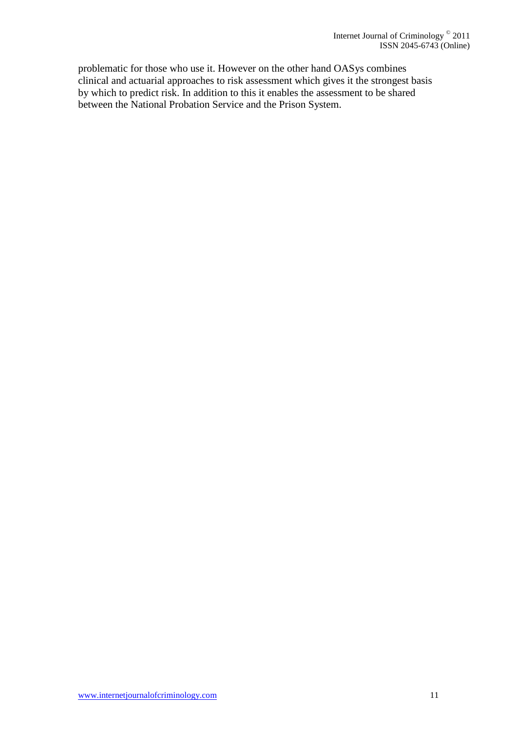problematic for those who use it. However on the other hand OASys combines clinical and actuarial approaches to risk assessment which gives it the strongest basis by which to predict risk. In addition to this it enables the assessment to be shared between the National Probation Service and the Prison System.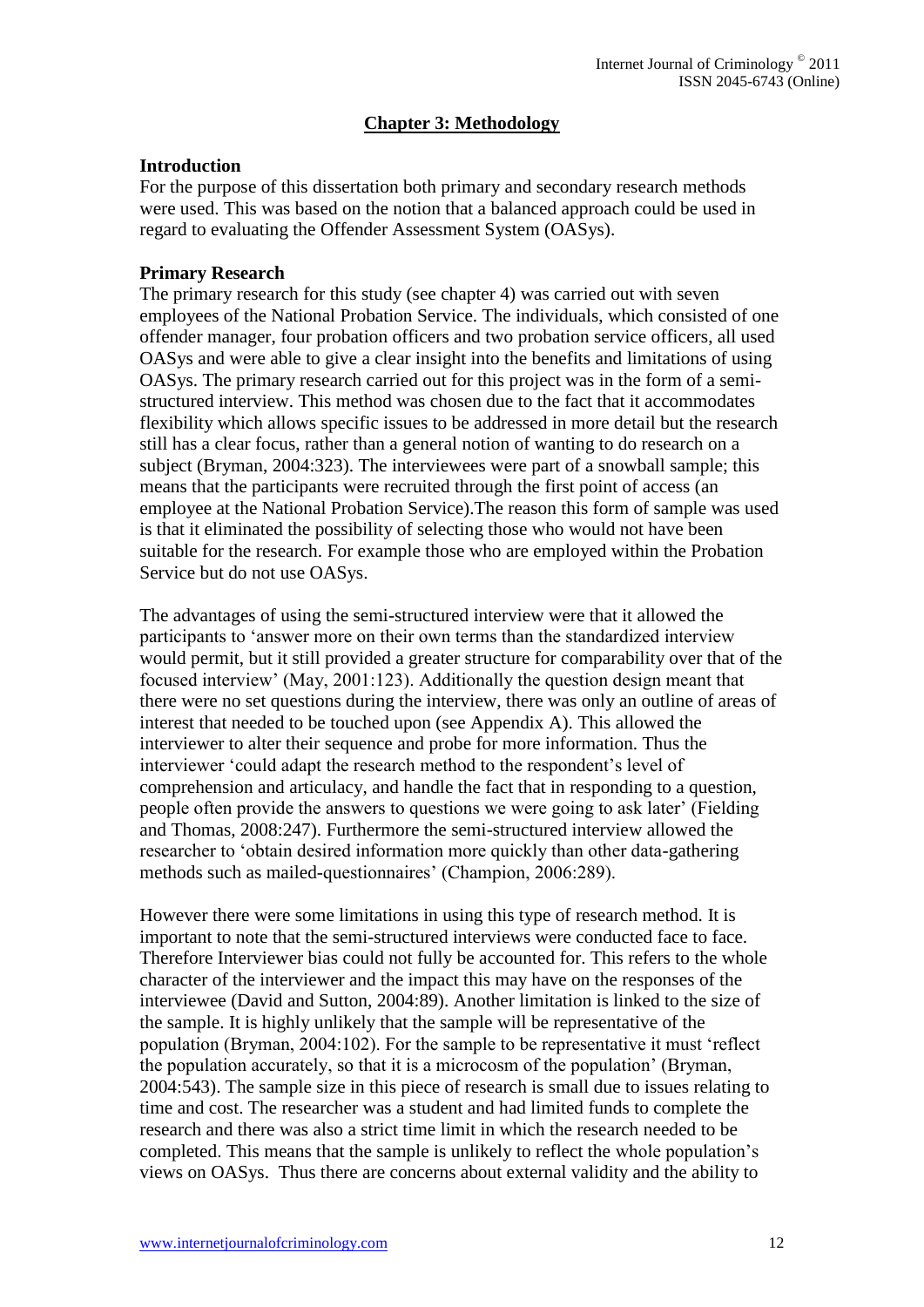## Chapter 3: Methodology

### Introduction

For the purpose of this dissertation both primary and secondary research methods were used. This was based on the notion that a balanced approach could be used in regard to evaluating the Offender Assessment System (OASys).

### Primary Research

The primary research for this study (see chapter 4) was carried out with seven employees of the National Probation Service. The individuals, which consisted of one offender manager, four probation officers and two probation service officers, all used OASys and were able to give a clear insight into the benefits and limitations of using OASys. The primary research carried out for this project was in the form of a semi-structured interview. This method was chosen due to the fact that it accommodates flexibility which allows specific issues to be addressed in more detail but the research still has a clear focus, rather than a general notion of wanting to do research on a subject (Bryman, 2004:323). The interviewees were part of a snowball sample; this means that the participants were recruited through the first point of access (an employee at the National Probation Service).The reason this form of sample was used is that it eliminated the possibility of selecting those who would not have been suitable for the research. For example those who are employed within the Probation Service but do not use OASys.

The advantages of using the semi-structured interview were that it allowed the participants to 'answer more on their own terms than the standardized interview would permit, but it still provided a greater structure for comparability over that of the focused interview' (May, 2001:123). Additionally the question design meant that there were no set questions during the interview, there was only an outline of areas of interest that needed to be touched upon (see Appendix A). This allowed the interviewer to alter their sequence and probe for more information. Thus the interviewer 'could adapt the research method to the respondent's level of comprehension and articulacy, and handle the fact that in responding to a question, people often provide the answers to questions we were going to ask later' (Fielding and Thomas, 2008:247). Furthermore the semi-structured interview allowed the researcher to 'obtain desired information more quickly than other data-gathering methods such as mailed-questionnaires' (Champion, 2006:289).

However there were some limitations in using this type of research method. It is important to note that the semi-structured interviews were conducted face to face. Therefore Interviewer bias could not fully be accounted for. This refers to the whole character of the interviewer and the impact this may have on the responses of the interviewee (David and Sutton, 2004:89). Another limitation is linked to the size of the sample. It is highly unlikely that the sample will be representative of the population (Bryman, 2004:102). For the sample to be representative it must 'reflect the population accurately, so that it is a microcosm of the population' (Bryman, 2004:543). The sample size in this piece of research is small due to issues relating to time and cost. The researcher was a student and had limited funds to complete the research and there was also a strict time limit in which the research needed to be completed. This means that the sample is unlikely to reflect the whole population's views on OASys. Thus there are concerns about external validity and the ability to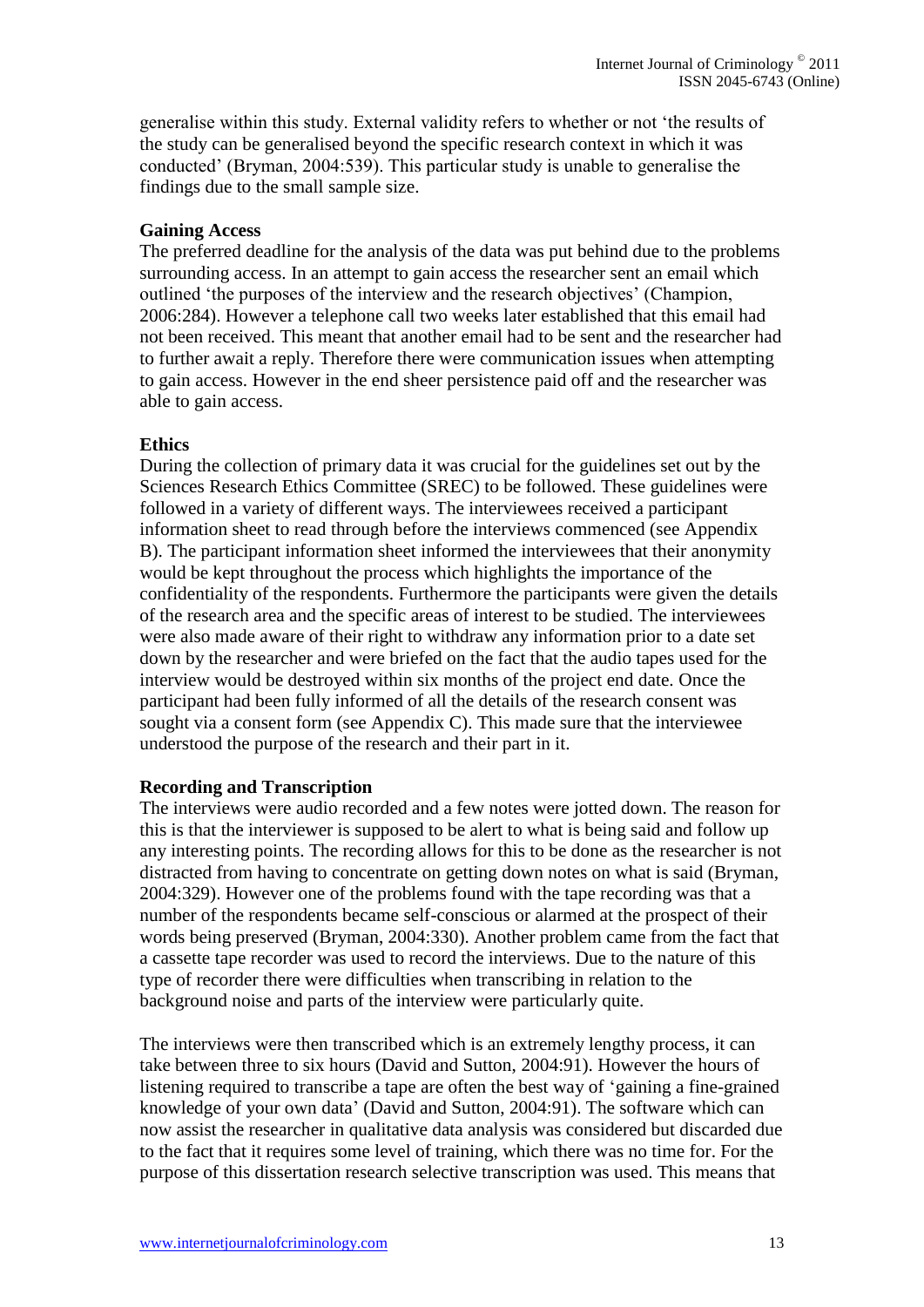generalise within this study. External validity refers to whether or not 'the results of the study can be generalised beyond the specific research context in which it was conducted' (Bryman, 2004:539). This particular study is unable to generalise the findings due to the small sample size.

**Gaining Access**

The preferred deadline for the analysis of the data was put behind due to the problems surrounding access. In an attempt to gain access the researcher sent an email which outlined 'the purposes of the interview and the research objectives' (Champion, 2006:284). However a telephone call two weeks later established that this email had not been received. This meant that another email had to be sent and the researcher had to further await a reply. Therefore there were communication issues when attempting to gain access. However in the end sheer persistence paid off and the researcher was able to gain access.

**Ethics**

During the collection of primary data it was crucial for the guidelines set out by the Sciences Research Ethics Committee (SREC) to be followed. These guidelines were followed in a variety of different ways. The interviewees received a participant information sheet to read through before the interviews commenced (see Appendix B). The participant information sheet informed the interviewees that their anonymity would be kept throughout the process which highlights the importance of the confidentiality of the respondents. Furthermore the participants were given the details of the research area and the specific areas of interest to be studied. The interviewees were also made aware of their right to withdraw any information prior to a date set down by the researcher and were briefed on the fact that the audio tapes used for the interview would be destroyed within six months of the project end date. Once the participant had been fully informed of all the details of the research consent was sought via a consent form (see Appendix C). This made sure that the interviewee understood the purpose of the research and their part in it.

**Recording and Transcription**

The interviews were audio recorded and a few notes were jotted down. The reason for this is that the interviewer is supposed to be alert to what is being said and follow up any interesting points. The recording allows for this to be done as the researcher is not distracted from having to concentrate on getting down notes on what is said (Bryman, 2004:329). However one of the problems found with the tape recording was that a number of the respondents became self-conscious or alarmed at the prospect of their words being preserved (Bryman, 2004:330). Another problem came from the fact that a cassette tape recorder was used to record the interviews. Due to the nature of this type of recorder there were difficulties when transcribing in relation to the background noise and parts of the interview were particularly quite.

The interviews were then transcribed which is an extremely lengthy process, it can take between three to six hours (David and Sutton, 2004:91). However the hours of listening required to transcribe a tape are often the best way of 'gaining a fine-grained knowledge of your own data' (David and Sutton, 2004:91). The software which can now assist the researcher in qualitative data analysis was considered but discarded due to the fact that it requires some level of training, which there was no time for. For the purpose of this dissertation research selective transcription was used. This means that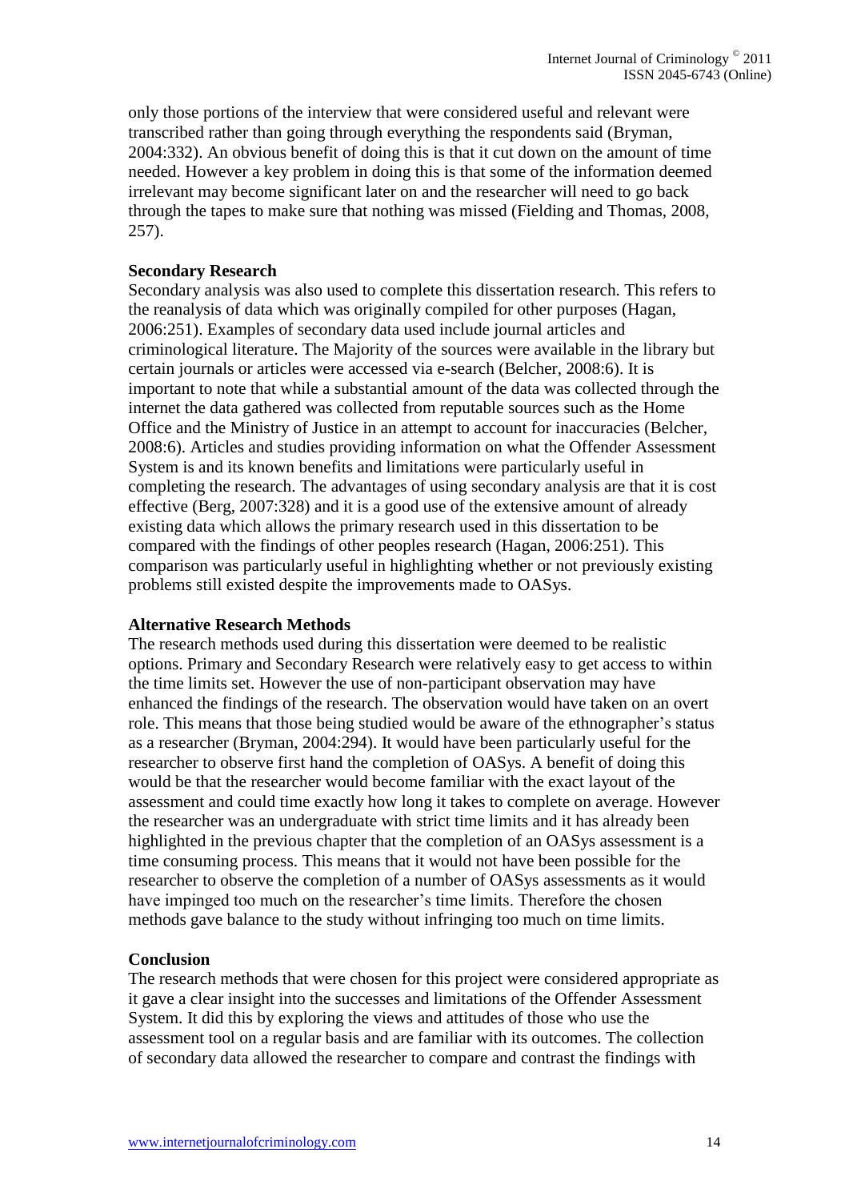only those portions of the interview that were considered useful and relevant were transcribed rather than going through everything the respondents said (Bryman, 2004:332). An obvious benefit of doing this is that it cut down on the amount of time needed. However a key problem in doing this is that some of the information deemed irrelevant may become significant later on and the researcher will need to go back through the tapes to make sure that nothing was missed (Fielding and Thomas, 2008, 257).

**Secondary Research**

Secondary analysis was also used to complete this dissertation research. This refers to the reanalysis of data which was originally compiled for other purposes (Hagan, 2006:251). Examples of secondary data used include journal articles and criminological literature. The Majority of the sources were available in the library but certain journals or articles were accessed via e-search (Belcher, 2008:6). It is important to note that while a substantial amount of the data was collected through the internet the data gathered was collected from reputable sources such as the Home Office and the Ministry of Justice in an attempt to account for inaccuracies (Belcher, 2008:6). Articles and studies providing information on what the Offender Assessment System is and its known benefits and limitations were particularly useful in completing the research. The advantages of using secondary analysis are that it is cost effective (Berg, 2007:328) and it is a good use of the extensive amount of already existing data which allows the primary research used in this dissertation to be compared with the findings of other peoples research (Hagan, 2006:251). This comparison was particularly useful in highlighting whether or not previously existing problems still existed despite the improvements made to OASys.

**Alternative Research Methods**

The research methods used during this dissertation were deemed to be realistic options. Primary and Secondary Research were relatively easy to get access to within the time limits set. However the use of non-participant observation may have enhanced the findings of the research. The observation would have taken on an overt role. This means that those being studied would be aware of the ethnographer's status as a researcher (Bryman, 2004:294). It would have been particularly useful for the researcher to observe first hand the completion of OASys. A benefit of doing this would be that the researcher would become familiar with the exact layout of the assessment and could time exactly how long it takes to complete on average. However the researcher was an undergraduate with strict time limits and it has already been highlighted in the previous chapter that the completion of an OASys assessment is a time consuming process. This means that it would not have been possible for the researcher to observe the completion of a number of OASys assessments as it would have impinged too much on the researcher's time limits. Therefore the chosen methods gave balance to the study without infringing too much on time limits.

**Conclusion**

The research methods that were chosen for this project were considered appropriate as it gave a clear insight into the successes and limitations of the Offender Assessment System. It did this by exploring the views and attitudes of those who use the assessment tool on a regular basis and are familiar with its outcomes. The collection of secondary data allowed the researcher to compare and contrast the findings with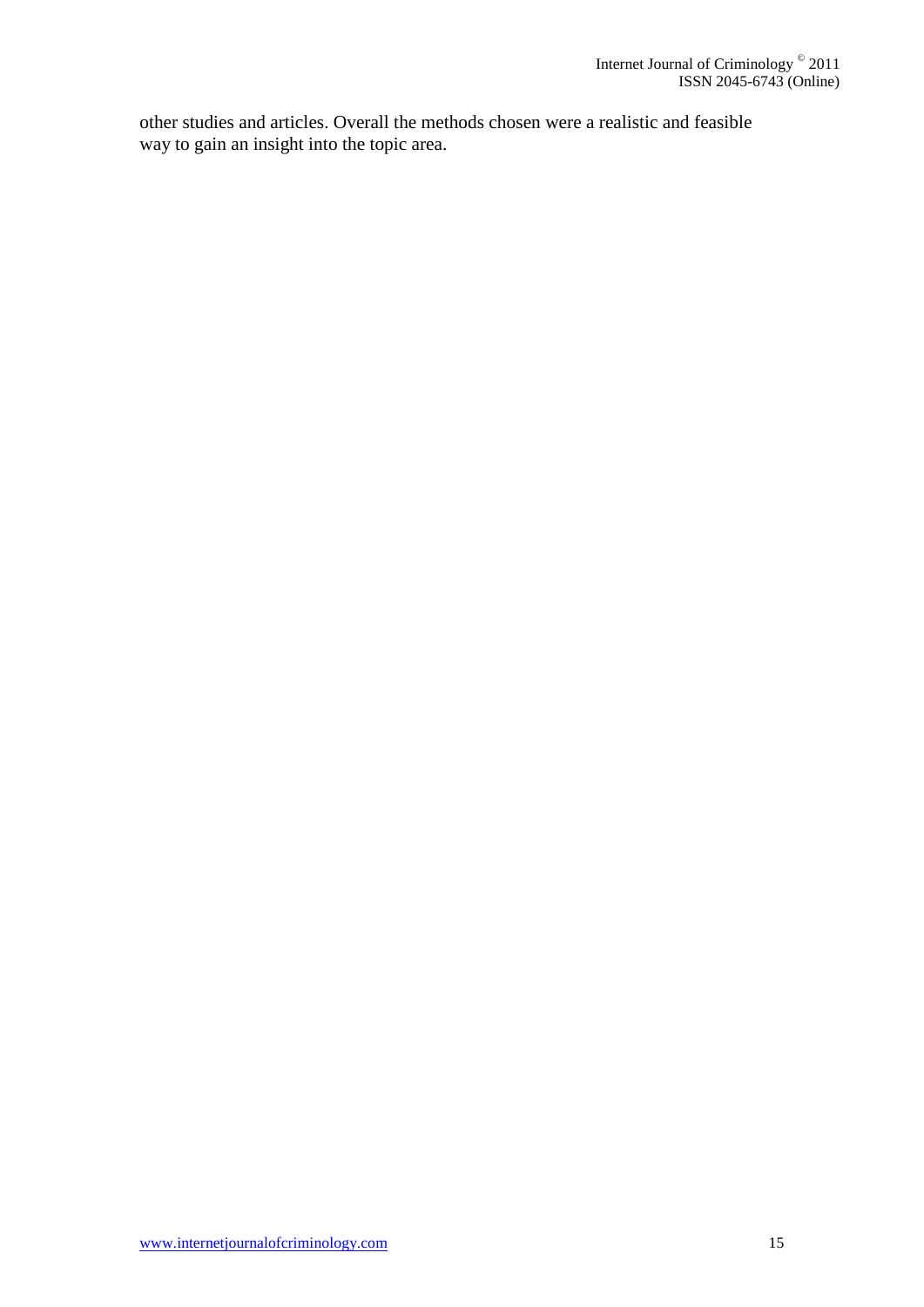other studies and articles. Overall the methods chosen were a realistic and feasible way to gain an insight into the topic area.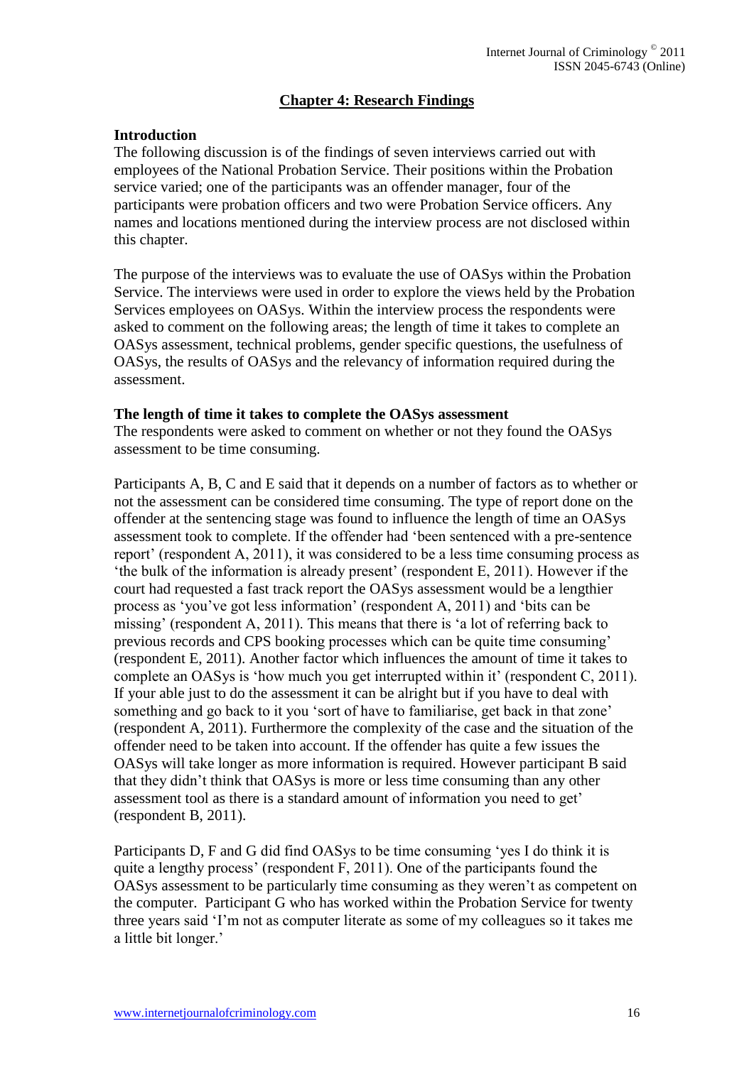## Chapter 4: Research Findings

### Introduction

The following discussion is of the findings of seven interviews carried out with employees of the National Probation Service. Their positions within the Probation service varied; one of the participants was an offender manager, four of the participants were probation officers and two were Probation Service officers. Any names and locations mentioned during the interview process are not disclosed within this chapter.

The purpose of the interviews was to evaluate the use of OASys within the Probation Service. The interviews were used in order to explore the views held by the Probation Services employees on OASys. Within the interview process the respondents were asked to comment on the following areas; the length of time it takes to complete an OASys assessment, technical problems, gender specific questions, the usefulness of OASys, the results of OASys and the relevancy of information required during the assessment.

### The length of time it takes to complete the OASys assessment

The respondents were asked to comment on whether or not they found the OASys assessment to be time consuming.

Participants A, B, C and E said that it depends on a number of factors as to whether or not the assessment can be considered time consuming. The type of report done on the offender at the sentencing stage was found to influence the length of time an OASys assessment took to complete. If the offender had 'been sentenced with a pre-sentence report' (respondent A, 2011), it was considered to be a less time consuming process as 'the bulk of the information is already present' (respondent E, 2011). However if the court had requested a fast track report the OASys assessment would be a lengthier process as 'you've got less information' (respondent A, 2011) and 'bits can be missing' (respondent A, 2011). This means that there is 'a lot of referring back to previous records and CPS booking processes which can be quite time consuming' (respondent E, 2011). Another factor which influences the amount of time it takes to complete an OASys is 'how much you get interrupted within it' (respondent C, 2011). If your able just to do the assessment it can be alright but if you have to deal with something and go back to it you 'sort of have to familiarise, get back in that zone' (respondent A, 2011). Furthermore the complexity of the case and the situation of the offender need to be taken into account. If the offender has quite a few issues the OASys will take longer as more information is required. However participant B said that they didn't think that OASys is more or less time consuming than any other assessment tool as there is a standard amount of information you need to get' (respondent B, 2011).

Participants D, F and G did find OASys to be time consuming 'yes I do think it is quite a lengthy process' (respondent F, 2011). One of the participants found the OASys assessment to be particularly time consuming as they weren't as competent on the computer. Participant G who has worked within the Probation Service for twenty three years said 'I'm not as computer literate as some of my colleagues so it takes me a little bit longer.'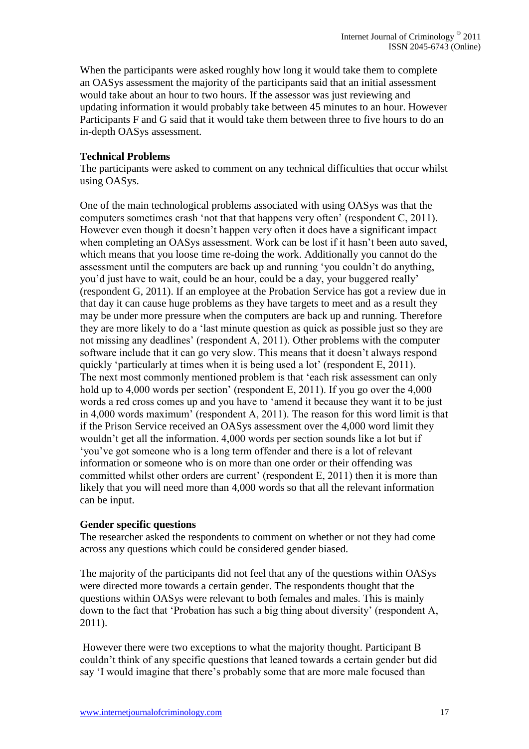When the participants were asked roughly how long it would take them to complete an OASys assessment the majority of the participants said that an initial assessment would take about an hour to two hours. If the assessor was just reviewing and updating information it would probably take between 45 minutes to an hour. However Participants F and G said that it would take them between three to five hours to do an in-depth OASys assessment.

**Technical Problems**

The participants were asked to comment on any technical difficulties that occur whilst using OASys.

One of the main technological problems associated with using OASys was that the computers sometimes crash 'not that that happens very often' (respondent C, 2011). However even though it doesn't happen very often it does have a significant impact when completing an OASys assessment. Work can be lost if it hasn't been auto saved, which means that you loose time re-doing the work. Additionally you cannot do the assessment until the computers are back up and running 'you couldn't do anything, you'd just have to wait, could be an hour, could be a day, your buggered really' (respondent G, 2011). If an employee at the Probation Service has got a review due in that day it can cause huge problems as they have targets to meet and as a result they may be under more pressure when the computers are back up and running. Therefore they are more likely to do a 'last minute question as quick as possible just so they are not missing any deadlines' (respondent A, 2011). Other problems with the computer software include that it can go very slow. This means that it doesn't always respond quickly 'particularly at times when it is being used a lot' (respondent E, 2011). The next most commonly mentioned problem is that 'each risk assessment can only hold up to 4,000 words per section' (respondent E, 2011). If you go over the 4,000 words a red cross comes up and you have to 'amend it because they want it to be just in 4,000 words maximum' (respondent A, 2011). The reason for this word limit is that if the Prison Service received an OASys assessment over the 4,000 word limit they wouldn't get all the information. 4,000 words per section sounds like a lot but if 'you've got someone who is a long term offender and there is a lot of relevant information or someone who is on more than one order or their offending was committed whilst other orders are current' (respondent E, 2011) then it is more than likely that you will need more than 4,000 words so that all the relevant information can be input.

**Gender specific questions**

The researcher asked the respondents to comment on whether or not they had come across any questions which could be considered gender biased.

The majority of the participants did not feel that any of the questions within OASys were directed more towards a certain gender. The respondents thought that the questions within OASys were relevant to both females and males. This is mainly down to the fact that 'Probation has such a big thing about diversity' (respondent A, 2011).

However there were two exceptions to what the majority thought. Participant B couldn't think of any specific questions that leaned towards a certain gender but did say 'I would imagine that there's probably some that are more male focused than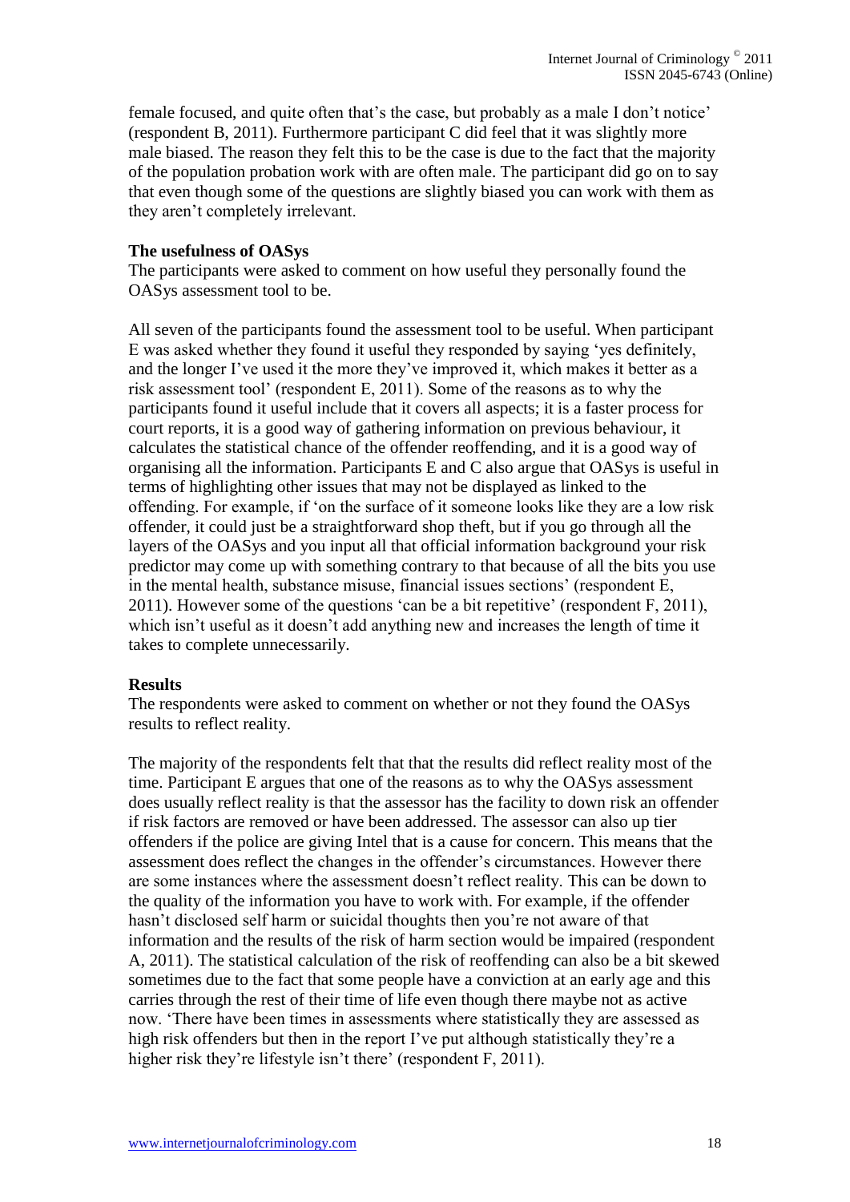female focused, and quite often that's the case, but probably as a male I don't notice' (respondent B, 2011). Furthermore participant C did feel that it was slightly more male biased. The reason they felt this to be the case is due to the fact that the majority of the population probation work with are often male. The participant did go on to say that even though some of the questions are slightly biased you can work with them as they aren't completely irrelevant.

**The usefulness of OASys**

The participants were asked to comment on how useful they personally found the OASys assessment tool to be.

All seven of the participants found the assessment tool to be useful. When participant E was asked whether they found it useful they responded by saying 'yes definitely, and the longer I've used it the more they've improved it, which makes it better as a risk assessment tool' (respondent E, 2011). Some of the reasons as to why the participants found it useful include that it covers all aspects; it is a faster process for court reports, it is a good way of gathering information on previous behaviour, it calculates the statistical chance of the offender reoffending, and it is a good way of organising all the information. Participants E and C also argue that OASys is useful in terms of highlighting other issues that may not be displayed as linked to the offending. For example, if 'on the surface of it someone looks like they are a low risk offender, it could just be a straightforward shop theft, but if you go through all the layers of the OASys and you input all that official information background your risk predictor may come up with something contrary to that because of all the bits you use in the mental health, substance misuse, financial issues sections' (respondent E, 2011). However some of the questions 'can be a bit repetitive' (respondent F, 2011), which isn't useful as it doesn't add anything new and increases the length of time it takes to complete unnecessarily.

**Results**

The respondents were asked to comment on whether or not they found the OASys results to reflect reality.

The majority of the respondents felt that that the results did reflect reality most of the time. Participant E argues that one of the reasons as to why the OASys assessment does usually reflect reality is that the assessor has the facility to down risk an offender if risk factors are removed or have been addressed. The assessor can also up tier offenders if the police are giving Intel that is a cause for concern. This means that the assessment does reflect the changes in the offender's circumstances. However there are some instances where the assessment doesn't reflect reality. This can be down to the quality of the information you have to work with. For example, if the offender hasn't disclosed self harm or suicidal thoughts then you're not aware of that information and the results of the risk of harm section would be impaired (respondent A, 2011). The statistical calculation of the risk of reoffending can also be a bit skewed sometimes due to the fact that some people have a conviction at an early age and this carries through the rest of their time of life even though there maybe not as active now. 'There have been times in assessments where statistically they are assessed as high risk offenders but then in the report I've put although statistically they're a higher risk they're lifestyle isn't there' (respondent F, 2011).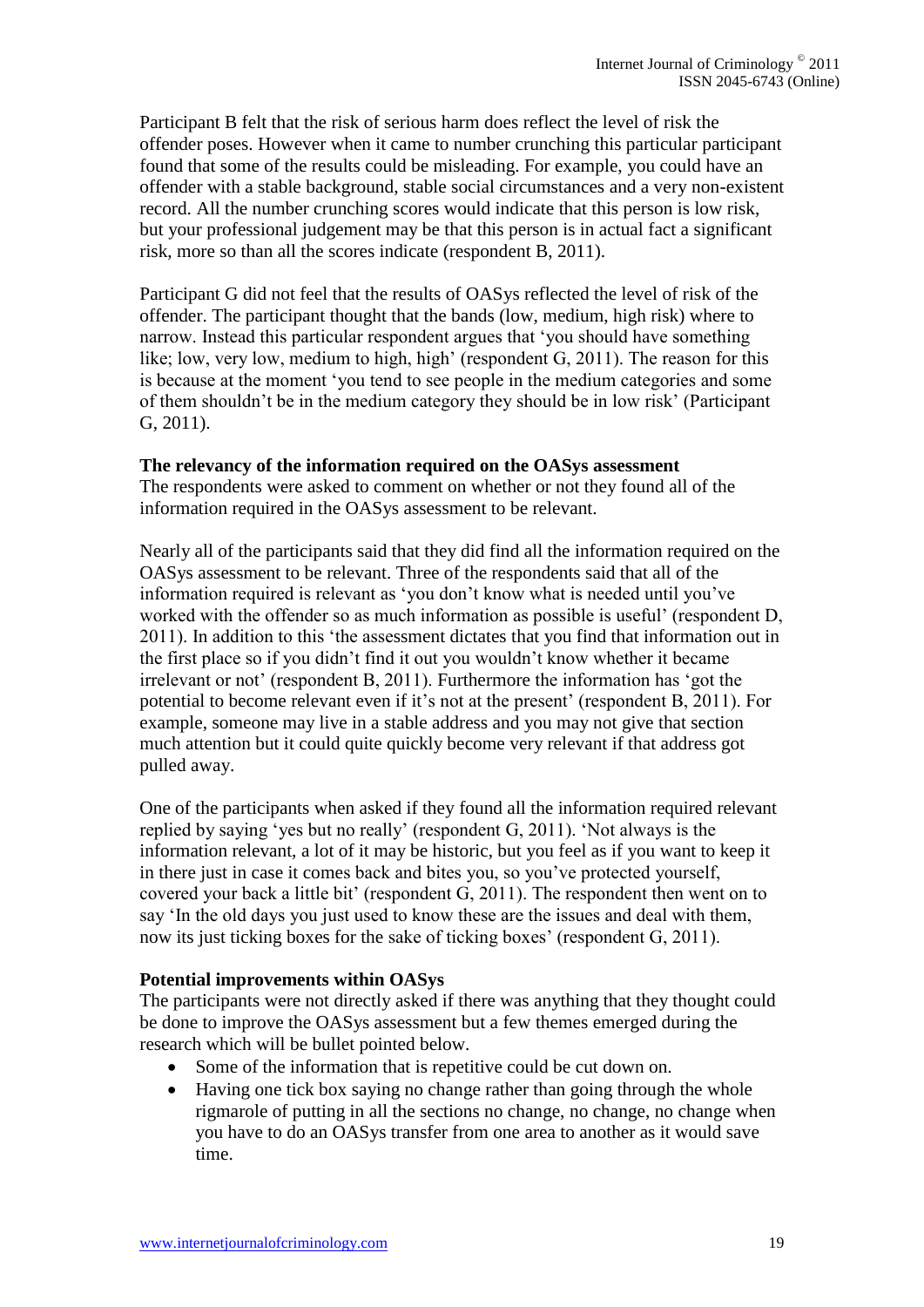Participant B felt that the risk of serious harm does reflect the level of risk the offender poses. However when it came to number crunching this particular participant found that some of the results could be misleading. For example, you could have an offender with a stable background, stable social circumstances and a very non-existent record. All the number crunching scores would indicate that this person is low risk, but your professional judgement may be that this person is in actual fact a significant risk, more so than all the scores indicate (respondent B, 2011).

Participant G did not feel that the results of OASys reflected the level of risk of the offender. The participant thought that the bands (low, medium, high risk) where to narrow. Instead this particular respondent argues that 'you should have something like; low, very low, medium to high, high' (respondent G, 2011). The reason for this is because at the moment 'you tend to see people in the medium categories and some of them shouldn't be in the medium category they should be in low risk' (Participant G, 2011).

**The relevancy of the information required on the OASys assessment**

The respondents were asked to comment on whether or not they found all of the information required in the OASys assessment to be relevant.

Nearly all of the participants said that they did find all the information required on the OASys assessment to be relevant. Three of the respondents said that all of the information required is relevant as 'you don't know what is needed until you've worked with the offender so as much information as possible is useful' (respondent D, 2011). In addition to this 'the assessment dictates that you find that information out in the first place so if you didn't find it out you wouldn't know whether it became irrelevant or not' (respondent B, 2011). Furthermore the information has 'got the potential to become relevant even if it's not at the present' (respondent B, 2011). For example, someone may live in a stable address and you may not give that section much attention but it could quite quickly become very relevant if that address got pulled away.

One of the participants when asked if they found all the information required relevant replied by saying 'yes but no really' (respondent G, 2011). 'Not always is the information relevant, a lot of it may be historic, but you feel as if you want to keep it in there just in case it comes back and bites you, so you've protected yourself, covered your back a little bit' (respondent G, 2011). The respondent then went on to say 'In the old days you just used to know these are the issues and deal with them, now its just ticking boxes for the sake of ticking boxes' (respondent G, 2011).

**Potential improvements within OASys**

The participants were not directly asked if there was anything that they thought could be done to improve the OASys assessment but a few themes emerged during the research which will be bullet pointed below.

- Some of the information that is repetitive could be cut down on.
- Having one tick box saying no change rather than going through the whole rigmarole of putting in all the sections no change, no change, no change when you have to do an OASys transfer from one area to another as it would save time.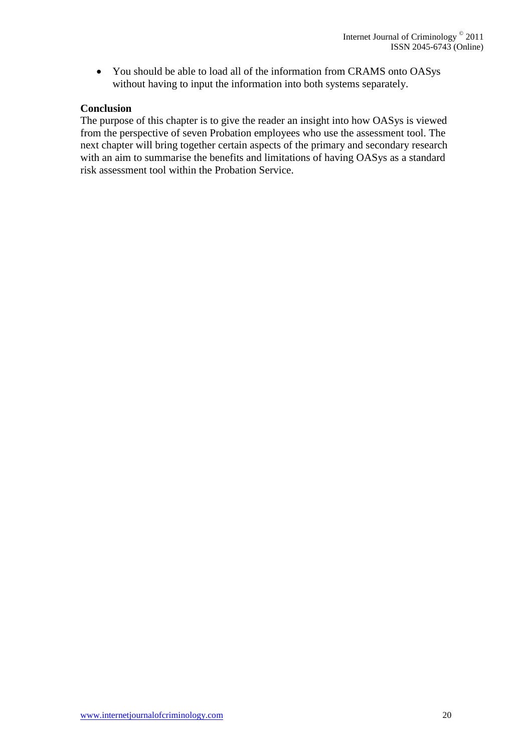- You should be able to load all of the information from CRAMS onto OASys without having to input the information into both systems separately.

**Conclusion**

The purpose of this chapter is to give the reader an insight into how OASys is viewed from the perspective of seven Probation employees who use the assessment tool. The next chapter will bring together certain aspects of the primary and secondary research with an aim to summarise the benefits and limitations of having OASys as a standard risk assessment tool within the Probation Service.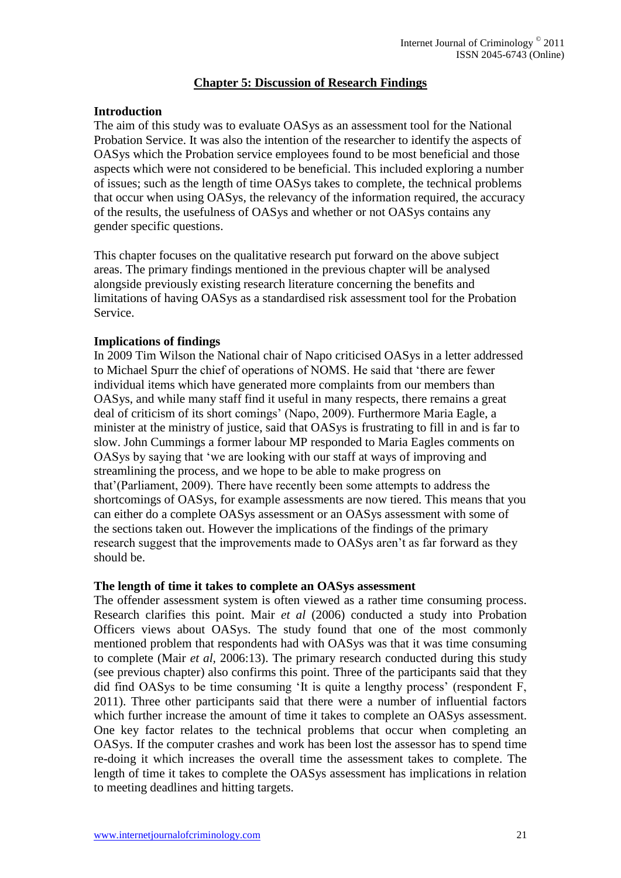## Chapter 5: Discussion of Research Findings

### Introduction

The aim of this study was to evaluate OASys as an assessment tool for the National Probation Service. It was also the intention of the researcher to identify the aspects of OASys which the Probation service employees found to be most beneficial and those aspects which were not considered to be beneficial. This included exploring a number of issues; such as the length of time OASys takes to complete, the technical problems that occur when using OASys, the relevancy of the information required, the accuracy of the results, the usefulness of OASys and whether or not OASys contains any gender specific questions.

This chapter focuses on the qualitative research put forward on the above subject areas. The primary findings mentioned in the previous chapter will be analysed alongside previously existing research literature concerning the benefits and limitations of having OASys as a standardised risk assessment tool for the Probation Service.

### Implications of findings

In 2009 Tim Wilson the National chair of Napo criticised OASys in a letter addressed to Michael Spurr the chief of operations of NOMS. He said that 'there are fewer individual items which have generated more complaints from our members than OASys, and while many staff find it useful in many respects, there remains a great deal of criticism of its short comings' (Napo, 2009). Furthermore Maria Eagle, a minister at the ministry of justice, said that OASys is frustrating to fill in and is far to slow. John Cummings a former labour MP responded to Maria Eagles comments on OASys by saying that 'we are looking with our staff at ways of improving and streamlining the process, and we hope to be able to make progress on that'(Parliament, 2009). There have recently been some attempts to address the shortcomings of OASys, for example assessments are now tiered. This means that you can either do a complete OASys assessment or an OASys assessment with some of the sections taken out. However the implications of the findings of the primary research suggest that the improvements made to OASys aren't as far forward as they should be.

### The length of time it takes to complete an OASys assessment

The offender assessment system is often viewed as a rather time consuming process. Research clarifies this point. Mair *et al* (2006) conducted a study into Probation Officers views about OASys. The study found that one of the most commonly mentioned problem that respondents had with OASys was that it was time consuming to complete (Mair *et al*, 2006:13). The primary research conducted during this study (see previous chapter) also confirms this point. Three of the participants said that they did find OASys to be time consuming 'It is quite a lengthy process' (respondent F, 2011). Three other participants said that there were a number of influential factors which further increase the amount of time it takes to complete an OASys assessment. One key factor relates to the technical problems that occur when completing an OASys. If the computer crashes and work has been lost the assessor has to spend time re-doing it which increases the overall time the assessment takes to complete. The length of time it takes to complete the OASys assessment has implications in relation to meeting deadlines and hitting targets.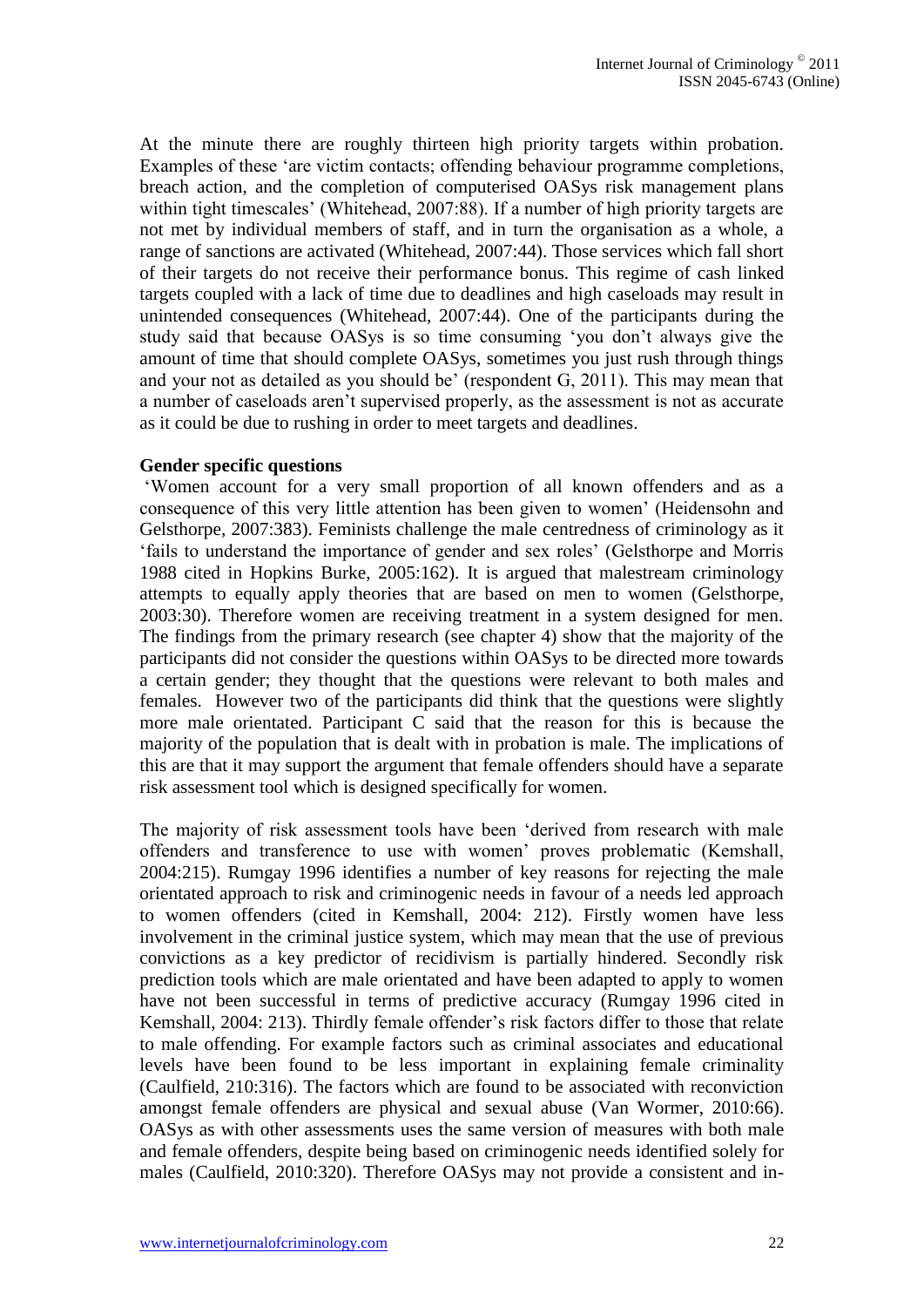At the minute there are roughly thirteen high priority targets within probation. Examples of these 'are victim contacts; offending behaviour programme completions, breach action, and the completion of computerised OASys risk management plans within tight timescales' (Whitehead, 2007:88). If a number of high priority targets are not met by individual members of staff, and in turn the organisation as a whole, a range of sanctions are activated (Whitehead, 2007:44). Those services which fall short of their targets do not receive their performance bonus. This regime of cash linked targets coupled with a lack of time due to deadlines and high caseloads may result in unintended consequences (Whitehead, 2007:44). One of the participants during the study said that because OASys is so time consuming 'you don't always give the amount of time that should complete OASys, sometimes you just rush through things and your not as detailed as you should be' (respondent G, 2011). This may mean that a number of caseloads aren't supervised properly, as the assessment is not as accurate as it could be due to rushing in order to meet targets and deadlines.

**Gender specific questions**

'Women account for a very small proportion of all known offenders and as a consequence of this very little attention has been given to women' (Heidensohn and Gelsthorpe, 2007:383). Feminists challenge the male centredness of criminology as it 'fails to understand the importance of gender and sex roles' (Gelsthorpe and Morris 1988 cited in Hopkins Burke, 2005:162). It is argued that malestream criminology attempts to equally apply theories that are based on men to women (Gelsthorpe, 2003:30). Therefore women are receiving treatment in a system designed for men. The findings from the primary research (see chapter 4) show that the majority of the participants did not consider the questions within OASys to be directed more towards a certain gender; they thought that the questions were relevant to both males and females. However two of the participants did think that the questions were slightly more male orientated. Participant C said that the reason for this is because the majority of the population that is dealt with in probation is male. The implications of this are that it may support the argument that female offenders should have a separate risk assessment tool which is designed specifically for women.

The majority of risk assessment tools have been 'derived from research with male offenders and transference to use with women' proves problematic (Kemshall, 2004:215). Rumgay 1996 identifies a number of key reasons for rejecting the male orientated approach to risk and criminogenic needs in favour of a needs led approach to women offenders (cited in Kemshall, 2004: 212). Firstly women have less involvement in the criminal justice system, which may mean that the use of previous convictions as a key predictor of recidivism is partially hindered. Secondly risk prediction tools which are male orientated and have been adapted to apply to women have not been successful in terms of predictive accuracy (Rumgay 1996 cited in Kemshall, 2004: 213). Thirdly female offender's risk factors differ to those that relate to male offending. For example factors such as criminal associates and educational levels have been found to be less important in explaining female criminality (Caulfield, 210:316). The factors which are found to be associated with reconviction amongst female offenders are physical and sexual abuse (Van Wormer, 2010:66). OASys as with other assessments uses the same version of measures with both male and female offenders, despite being based on criminogenic needs identified solely for males (Caulfield, 2010:320). Therefore OASys may not provide a consistent and in-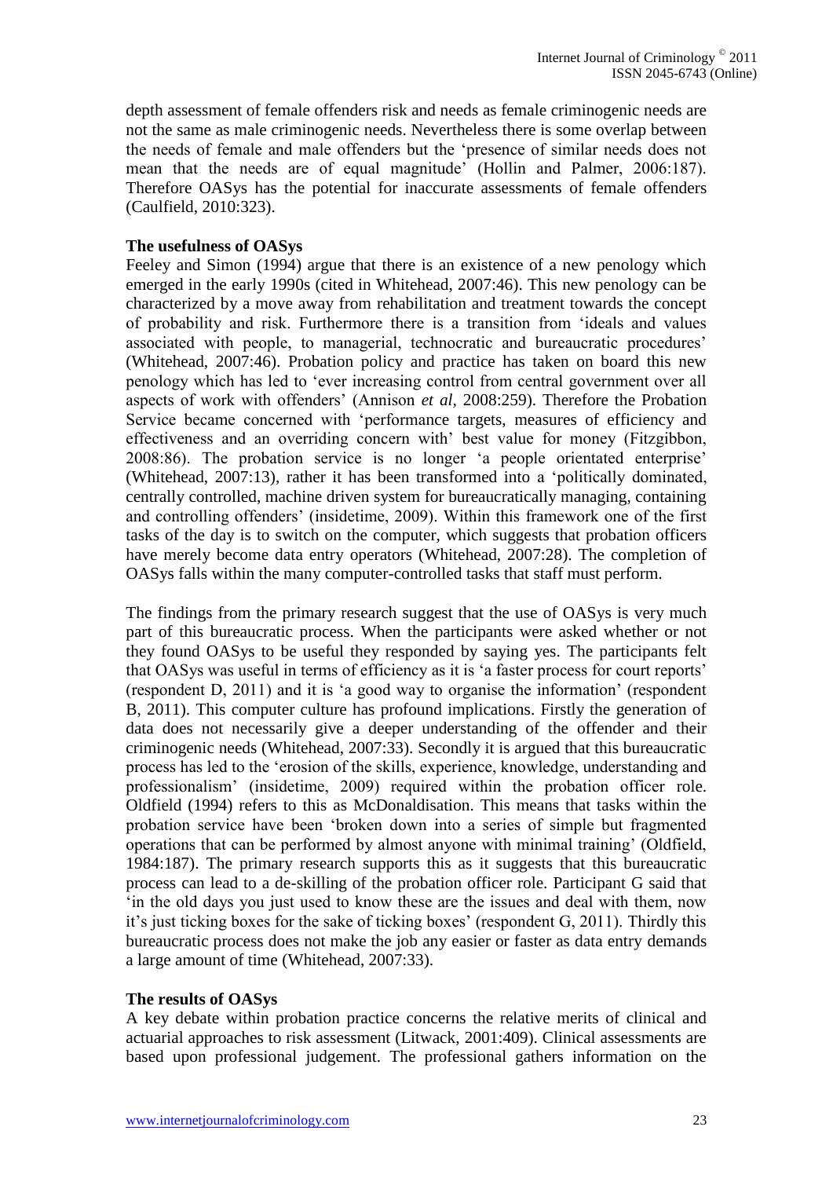depth assessment of female offenders risk and needs as female criminogenic needs are not the same as male criminogenic needs. Nevertheless there is some overlap between the needs of female and male offenders but the 'presence of similar needs does not mean that the needs are of equal magnitude' (Hollin and Palmer, 2006:187). Therefore OASys has the potential for inaccurate assessments of female offenders (Caulfield, 2010:323).

**The usefulness of OASys**

Feeley and Simon (1994) argue that there is an existence of a new penology which emerged in the early 1990s (cited in Whitehead, 2007:46). This new penology can be characterized by a move away from rehabilitation and treatment towards the concept of probability and risk. Furthermore there is a transition from 'ideals and values associated with people, to managerial, technocratic and bureaucratic procedures' (Whitehead, 2007:46). Probation policy and practice has taken on board this new penology which has led to 'ever increasing control from central government over all aspects of work with offenders' (Annison *et al*, 2008:259). Therefore the Probation Service became concerned with 'performance targets, measures of efficiency and effectiveness and an overriding concern with' best value for money (Fitzgibbon, 2008:86). The probation service is no longer 'a people orientated enterprise' (Whitehead, 2007:13), rather it has been transformed into a 'politically dominated, centrally controlled, machine driven system for bureaucratically managing, containing and controlling offenders' (insidetime, 2009). Within this framework one of the first tasks of the day is to switch on the computer, which suggests that probation officers have merely become data entry operators (Whitehead, 2007:28). The completion of OASys falls within the many computer-controlled tasks that staff must perform.

The findings from the primary research suggest that the use of OASys is very much part of this bureaucratic process. When the participants were asked whether or not they found OASys to be useful they responded by saying yes. The participants felt that OASys was useful in terms of efficiency as it is 'a faster process for court reports' (respondent D, 2011) and it is 'a good way to organise the information' (respondent B, 2011). This computer culture has profound implications. Firstly the generation of data does not necessarily give a deeper understanding of the offender and their criminogenic needs (Whitehead, 2007:33). Secondly it is argued that this bureaucratic process has led to the 'erosion of the skills, experience, knowledge, understanding and professionalism' (insidetime, 2009) required within the probation officer role. Oldfield (1994) refers to this as McDonaldisation. This means that tasks within the probation service have been 'broken down into a series of simple but fragmented operations that can be performed by almost anyone with minimal training' (Oldfield, 1984:187). The primary research supports this as it suggests that this bureaucratic process can lead to a de-skilling of the probation officer role. Participant G said that 'in the old days you just used to know these are the issues and deal with them, now it's just ticking boxes for the sake of ticking boxes' (respondent G, 2011). Thirdly this bureaucratic process does not make the job any easier or faster as data entry demands a large amount of time (Whitehead, 2007:33).

**The results of OASys**

A key debate within probation practice concerns the relative merits of clinical and actuarial approaches to risk assessment (Litwack, 2001:409). Clinical assessments are based upon professional judgement. The professional gathers information on the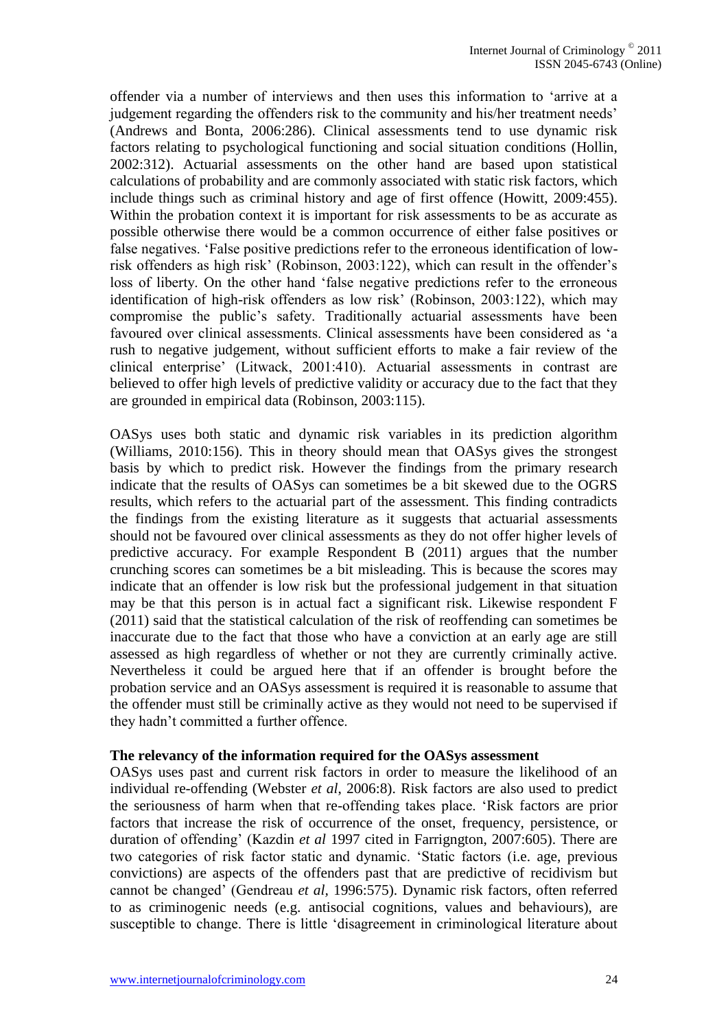offender via a number of interviews and then uses this information to 'arrive at a judgement regarding the offenders risk to the community and his/her treatment needs' (Andrews and Bonta, 2006:286). Clinical assessments tend to use dynamic risk factors relating to psychological functioning and social situation conditions (Hollin, 2002:312). Actuarial assessments on the other hand are based upon statistical calculations of probability and are commonly associated with static risk factors, which include things such as criminal history and age of first offence (Howitt, 2009:455). Within the probation context it is important for risk assessments to be as accurate as possible otherwise there would be a common occurrence of either false positives or false negatives. 'False positive predictions refer to the erroneous identification of low-risk offenders as high risk' (Robinson, 2003:122), which can result in the offender's loss of liberty. On the other hand 'false negative predictions refer to the erroneous identification of high-risk offenders as low risk' (Robinson, 2003:122), which may compromise the public's safety. Traditionally actuarial assessments have been favoured over clinical assessments. Clinical assessments have been considered as 'a rush to negative judgement, without sufficient efforts to make a fair review of the clinical enterprise' (Litwack, 2001:410). Actuarial assessments in contrast are believed to offer high levels of predictive validity or accuracy due to the fact that they are grounded in empirical data (Robinson, 2003:115).

OASys uses both static and dynamic risk variables in its prediction algorithm (Williams, 2010:156). This in theory should mean that OASys gives the strongest basis by which to predict risk. However the findings from the primary research indicate that the results of OASys can sometimes be a bit skewed due to the OGRS results, which refers to the actuarial part of the assessment. This finding contradicts the findings from the existing literature as it suggests that actuarial assessments should not be favoured over clinical assessments as they do not offer higher levels of predictive accuracy. For example Respondent B (2011) argues that the number crunching scores can sometimes be a bit misleading. This is because the scores may indicate that an offender is low risk but the professional judgement in that situation may be that this person is in actual fact a significant risk. Likewise respondent F (2011) said that the statistical calculation of the risk of reoffending can sometimes be inaccurate due to the fact that those who have a conviction at an early age are still assessed as high regardless of whether or not they are currently criminally active. Nevertheless it could be argued here that if an offender is brought before the probation service and an OASys assessment is required it is reasonable to assume that the offender must still be criminally active as they would not need to be supervised if they hadn't committed a further offence.

**The relevancy of the information required for the OASys assessment**

OASys uses past and current risk factors in order to measure the likelihood of an individual re-offending (Webster *et al*, 2006:8). Risk factors are also used to predict the seriousness of harm when that re-offending takes place. 'Risk factors are prior factors that increase the risk of occurrence of the onset, frequency, persistence, or duration of offending' (Kazdin *et al* 1997 cited in Farrigngton, 2007:605). There are two categories of risk factor static and dynamic. 'Static factors (i.e. age, previous convictions) are aspects of the offenders past that are predictive of recidivism but cannot be changed' (Gendreau *et al*, 1996:575). Dynamic risk factors, often referred to as criminogenic needs (e.g. antisocial cognitions, values and behaviours), are susceptible to change. There is little 'disagreement in criminological literature about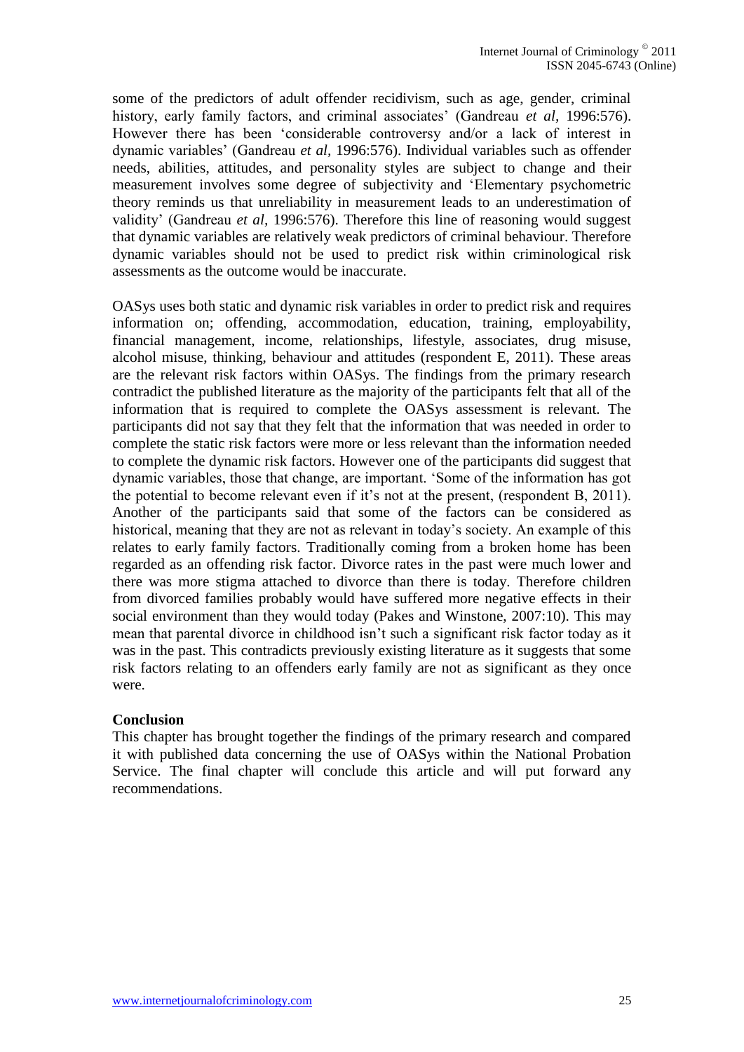some of the predictors of adult offender recidivism, such as age, gender, criminal history, early family factors, and criminal associates' (Gandreau *et al*, 1996:576). However there has been 'considerable controversy and/or a lack of interest in dynamic variables' (Gandreau *et al*, 1996:576). Individual variables such as offender needs, abilities, attitudes, and personality styles are subject to change and their measurement involves some degree of subjectivity and 'Elementary psychometric theory reminds us that unreliability in measurement leads to an underestimation of validity' (Gandreau *et al*, 1996:576). Therefore this line of reasoning would suggest that dynamic variables are relatively weak predictors of criminal behaviour. Therefore dynamic variables should not be used to predict risk within criminological risk assessments as the outcome would be inaccurate.

OASys uses both static and dynamic risk variables in order to predict risk and requires information on; offending, accommodation, education, training, employability, financial management, income, relationships, lifestyle, associates, drug misuse, alcohol misuse, thinking, behaviour and attitudes (respondent E, 2011). These areas are the relevant risk factors within OASys. The findings from the primary research contradict the published literature as the majority of the participants felt that all of the information that is required to complete the OASys assessment is relevant. The participants did not say that they felt that the information that was needed in order to complete the static risk factors were more or less relevant than the information needed to complete the dynamic risk factors. However one of the participants did suggest that dynamic variables, those that change, are important. 'Some of the information has got the potential to become relevant even if it's not at the present, (respondent B, 2011). Another of the participants said that some of the factors can be considered as historical, meaning that they are not as relevant in today's society. An example of this relates to early family factors. Traditionally coming from a broken home has been regarded as an offending risk factor. Divorce rates in the past were much lower and there was more stigma attached to divorce than there is today. Therefore children from divorced families probably would have suffered more negative effects in their social environment than they would today (Pakes and Winstone, 2007:10). This may mean that parental divorce in childhood isn't such a significant risk factor today as it was in the past. This contradicts previously existing literature as it suggests that some risk factors relating to an offenders early family are not as significant as they once were.

**Conclusion**

This chapter has brought together the findings of the primary research and compared it with published data concerning the use of OASys within the National Probation Service. The final chapter will conclude this article and will put forward any recommendations.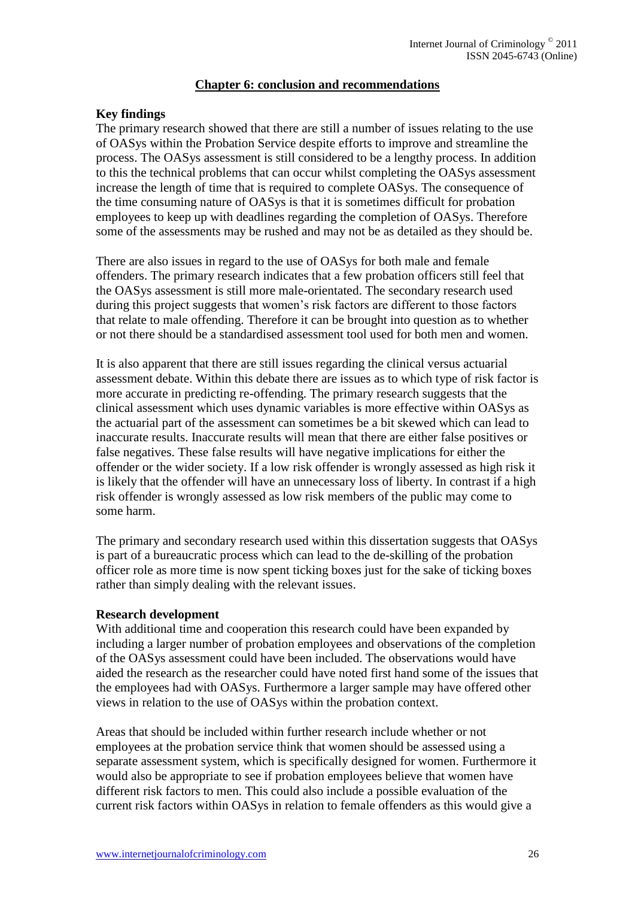## Chapter 6: conclusion and recommendations

**Key findings**

The primary research showed that there are still a number of issues relating to the use of OASys within the Probation Service despite efforts to improve and streamline the process. The OASys assessment is still considered to be a lengthy process. In addition to this the technical problems that can occur whilst completing the OASys assessment increase the length of time that is required to complete OASys. The consequence of the time consuming nature of OASys is that it is sometimes difficult for probation employees to keep up with deadlines regarding the completion of OASys. Therefore some of the assessments may be rushed and may not be as detailed as they should be.

There are also issues in regard to the use of OASys for both male and female offenders. The primary research indicates that a few probation officers still feel that the OASys assessment is still more male-orientated. The secondary research used during this project suggests that women's risk factors are different to those factors that relate to male offending. Therefore it can be brought into question as to whether or not there should be a standardised assessment tool used for both men and women.

It is also apparent that there are still issues regarding the clinical versus actuarial assessment debate. Within this debate there are issues as to which type of risk factor is more accurate in predicting re-offending. The primary research suggests that the clinical assessment which uses dynamic variables is more effective within OASys as the actuarial part of the assessment can sometimes be a bit skewed which can lead to inaccurate results. Inaccurate results will mean that there are either false positives or false negatives. These false results will have negative implications for either the offender or the wider society. If a low risk offender is wrongly assessed as high risk it is likely that the offender will have an unnecessary loss of liberty. In contrast if a high risk offender is wrongly assessed as low risk members of the public may come to some harm.

The primary and secondary research used within this dissertation suggests that OASys is part of a bureaucratic process which can lead to the de-skilling of the probation officer role as more time is now spent ticking boxes just for the sake of ticking boxes rather than simply dealing with the relevant issues.

**Research development**

With additional time and cooperation this research could have been expanded by including a larger number of probation employees and observations of the completion of the OASys assessment could have been included. The observations would have aided the research as the researcher could have noted first hand some of the issues that the employees had with OASys. Furthermore a larger sample may have offered other views in relation to the use of OASys within the probation context.

Areas that should be included within further research include whether or not employees at the probation service think that women should be assessed using a separate assessment system, which is specifically designed for women. Furthermore it would also be appropriate to see if probation employees believe that women have different risk factors to men. This could also include a possible evaluation of the current risk factors within OASys in relation to female offenders as this would give a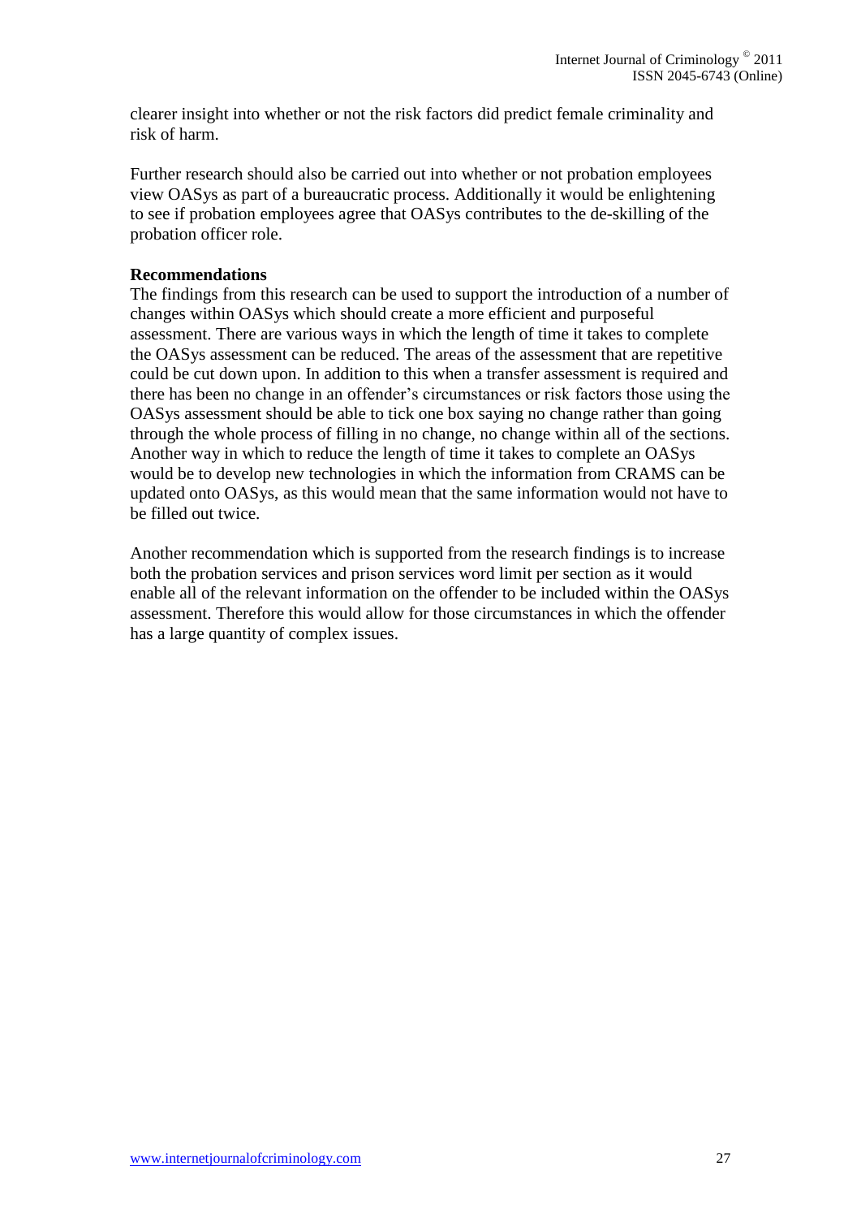clearer insight into whether or not the risk factors did predict female criminality and risk of harm.

Further research should also be carried out into whether or not probation employees view OASys as part of a bureaucratic process. Additionally it would be enlightening to see if probation employees agree that OASys contributes to the de-skilling of the probation officer role.

**Recommendations**

The findings from this research can be used to support the introduction of a number of changes within OASys which should create a more efficient and purposeful assessment. There are various ways in which the length of time it takes to complete the OASys assessment can be reduced. The areas of the assessment that are repetitive could be cut down upon. In addition to this when a transfer assessment is required and there has been no change in an offender's circumstances or risk factors those using the OASys assessment should be able to tick one box saying no change rather than going through the whole process of filling in no change, no change within all of the sections. Another way in which to reduce the length of time it takes to complete an OASys would be to develop new technologies in which the information from CRAMS can be updated onto OASys, as this would mean that the same information would not have to be filled out twice.

Another recommendation which is supported from the research findings is to increase both the probation services and prison services word limit per section as it would enable all of the relevant information on the offender to be included within the OASys assessment. Therefore this would allow for those circumstances in which the offender has a large quantity of complex issues.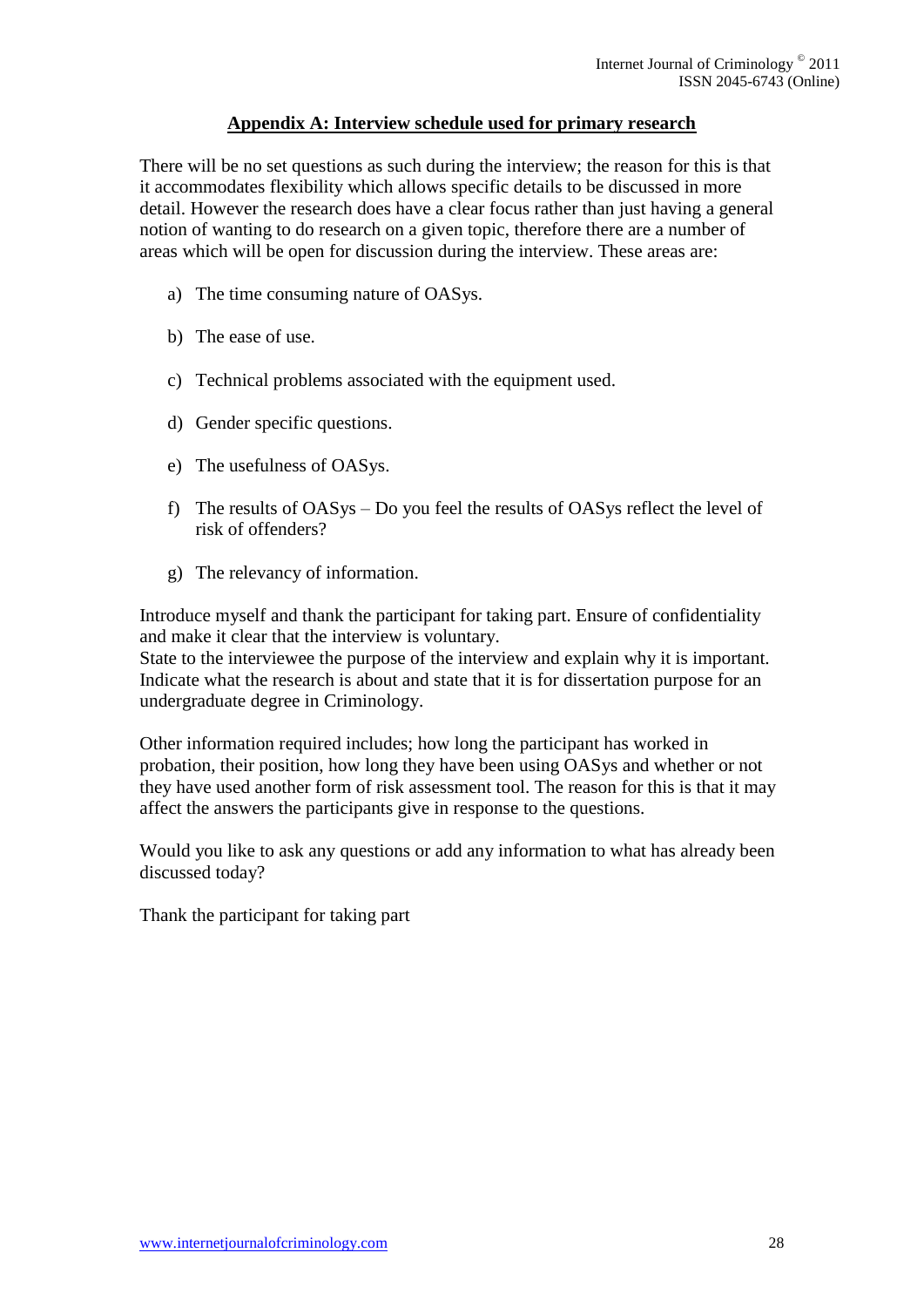## Appendix A: Interview schedule used for primary research

There will be no set questions as such during the interview; the reason for this is that it accommodates flexibility which allows specific details to be discussed in more detail. However the research does have a clear focus rather than just having a general notion of wanting to do research on a given topic, therefore there are a number of areas which will be open for discussion during the interview. These areas are:

a) The time consuming nature of OASys.

b) The ease of use.

c) Technical problems associated with the equipment used.

d) Gender specific questions.

e) The usefulness of OASys.

f) The results of OASys – Do you feel the results of OASys reflect the level of risk of offenders?

g) The relevancy of information.

Introduce myself and thank the participant for taking part. Ensure of confidentiality and make it clear that the interview is voluntary.
State to the interviewee the purpose of the interview and explain why it is important. Indicate what the research is about and state that it is for dissertation purpose for an undergraduate degree in Criminology.

Other information required includes; how long the participant has worked in probation, their position, how long they have been using OASys and whether or not they have used another form of risk assessment tool. The reason for this is that it may affect the answers the participants give in response to the questions.

Would you like to ask any questions or add any information to what has already been discussed today?

Thank the participant for taking part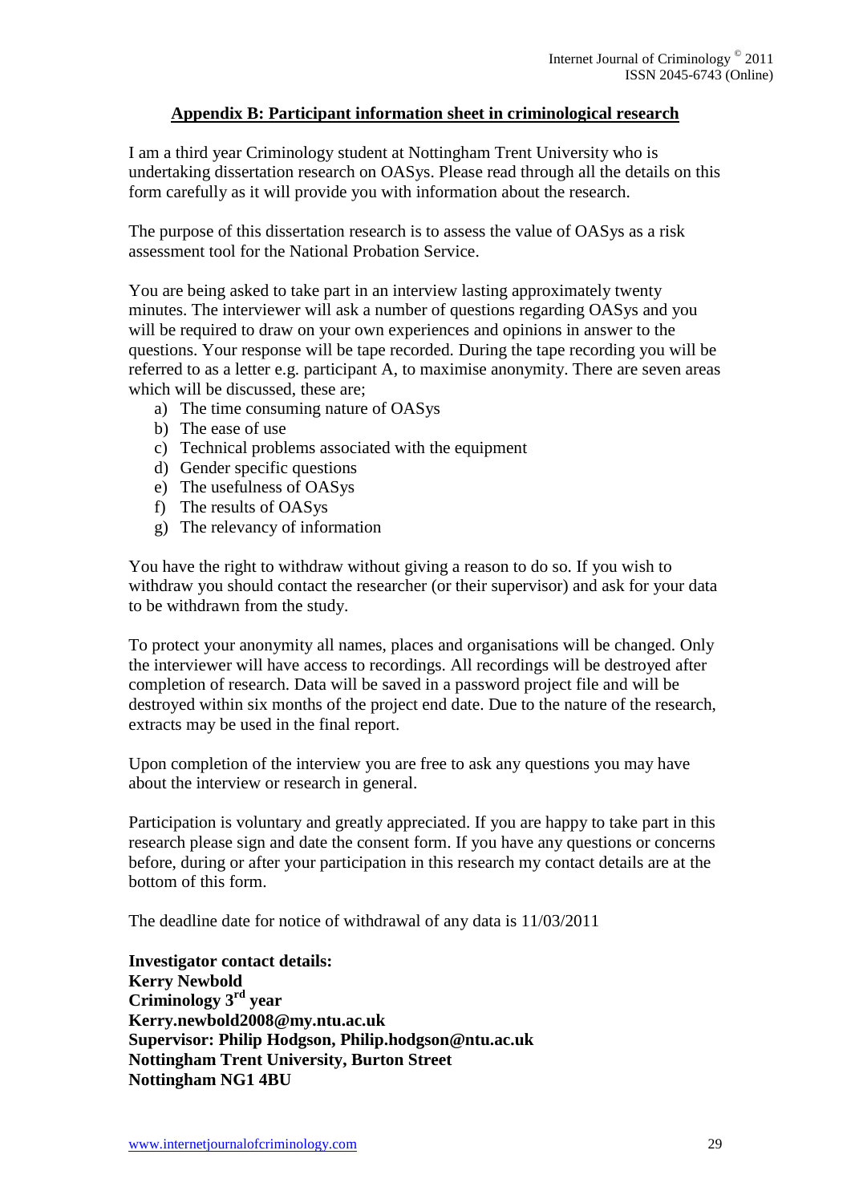## Appendix B: Participant information sheet in criminological research

I am a third year Criminology student at Nottingham Trent University who is undertaking dissertation research on OASys. Please read through all the details on this form carefully as it will provide you with information about the research.

The purpose of this dissertation research is to assess the value of OASys as a risk assessment tool for the National Probation Service.

You are being asked to take part in an interview lasting approximately twenty minutes. The interviewer will ask a number of questions regarding OASys and you will be required to draw on your own experiences and opinions in answer to the questions. Your response will be tape recorded. During the tape recording you will be referred to as a letter e.g. participant A, to maximise anonymity. There are seven areas which will be discussed, these are;

a) The time consuming nature of OASys
b) The ease of use
c) Technical problems associated with the equipment
d) Gender specific questions
e) The usefulness of OASys
f) The results of OASys
g) The relevancy of information

You have the right to withdraw without giving a reason to do so. If you wish to withdraw you should contact the researcher (or their supervisor) and ask for your data to be withdrawn from the study.

To protect your anonymity all names, places and organisations will be changed. Only the interviewer will have access to recordings. All recordings will be destroyed after completion of research. Data will be saved in a password project file and will be destroyed within six months of the project end date. Due to the nature of the research, extracts may be used in the final report.

Upon completion of the interview you are free to ask any questions you may have about the interview or research in general.

Participation is voluntary and greatly appreciated. If you are happy to take part in this research please sign and date the consent form. If you have any questions or concerns before, during or after your participation in this research my contact details are at the bottom of this form.

The deadline date for notice of withdrawal of any data is 11/03/2011

**Investigator contact details:**
**Kerry Newbold**
**Criminology 3rd year**
**Kerry.newbold2008@my.ntu.ac.uk**
**Supervisor: Philip Hodgson, Philip.hodgson@ntu.ac.uk**
**Nottingham Trent University, Burton Street**
**Nottingham NG1 4BU**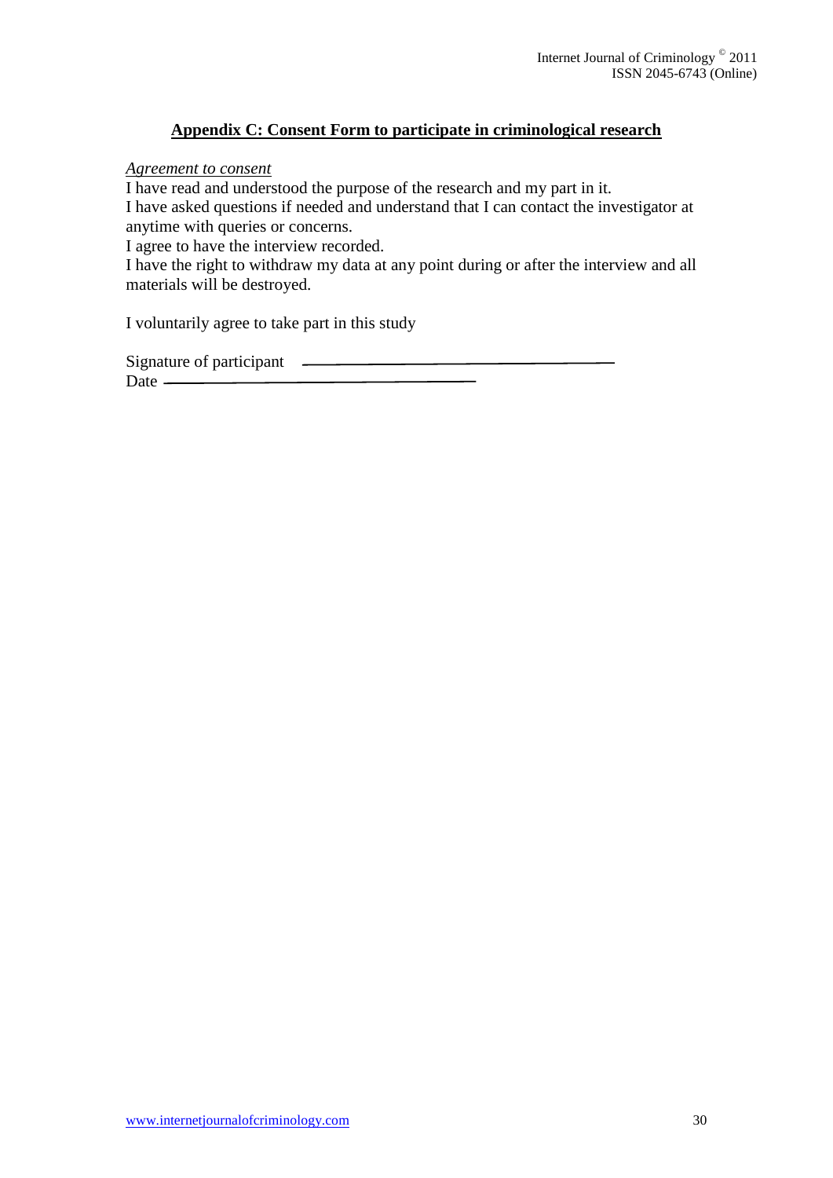## Appendix C: Consent Form to participate in criminological research

*Agreement to consent*

I have read and understood the purpose of the research and my part in it.
I have asked questions if needed and understand that I can contact the investigator at anytime with queries or concerns.
I agree to have the interview recorded.
I have the right to withdraw my data at any point during or after the interview and all materials will be destroyed.

I voluntarily agree to take part in this study

Signature of participant ______________________________
Date ______________________________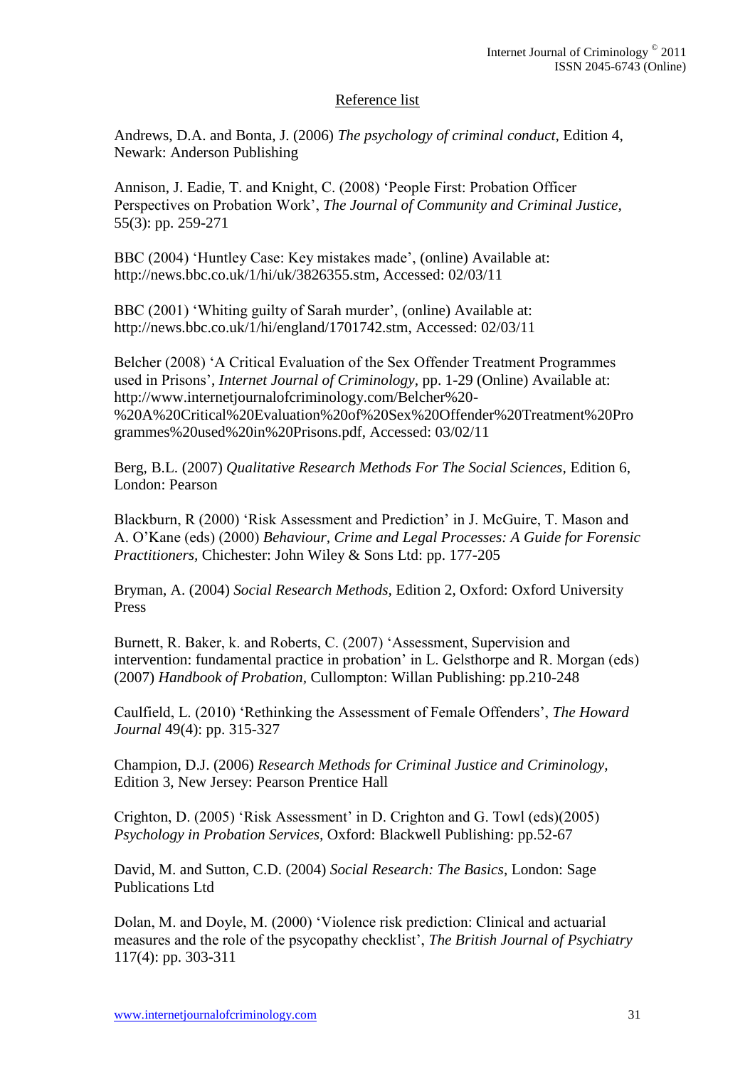## Reference list

Andrews, D.A. and Bonta, J. (2006) *The psychology of criminal conduct,* Edition 4, Newark: Anderson Publishing

Annison, J. Eadie, T. and Knight, C. (2008) 'People First: Probation Officer Perspectives on Probation Work', *The Journal of Community and Criminal Justice,* 55(3): pp. 259-271

BBC (2004) 'Huntley Case: Key mistakes made', (online) Available at: http://news.bbc.co.uk/1/hi/uk/3826355.stm, Accessed: 02/03/11

BBC (2001) 'Whiting guilty of Sarah murder', (online) Available at: http://news.bbc.co.uk/1/hi/england/1701742.stm, Accessed: 02/03/11

Belcher (2008) 'A Critical Evaluation of the Sex Offender Treatment Programmes used in Prisons', *Internet Journal of Criminology,* pp. 1-29 (Online) Available at: http://www.internetjournalofcriminology.com/Belcher%20-%20A%20Critical%20Evaluation%20of%20Sex%20Offender%20Treatment%20Programmes%20used%20in%20Prisons.pdf, Accessed: 03/02/11

Berg, B.L. (2007) *Qualitative Research Methods For The Social Sciences,* Edition 6, London: Pearson

Blackburn, R (2000) 'Risk Assessment and Prediction' in J. McGuire, T. Mason and A. O'Kane (eds) (2000) *Behaviour, Crime and Legal Processes: A Guide for Forensic Practitioners,* Chichester: John Wiley & Sons Ltd: pp. 177-205

Bryman, A. (2004) *Social Research Methods,* Edition 2, Oxford: Oxford University Press

Burnett, R. Baker, k. and Roberts, C. (2007) 'Assessment, Supervision and intervention: fundamental practice in probation' in L. Gelsthorpe and R. Morgan (eds) (2007) *Handbook of Probation,* Cullompton: Willan Publishing: pp.210-248

Caulfield, L. (2010) 'Rethinking the Assessment of Female Offenders', *The Howard Journal* 49(4): pp. 315-327

Champion, D.J. (2006) *Research Methods for Criminal Justice and Criminology,* Edition 3, New Jersey: Pearson Prentice Hall

Crighton, D. (2005) 'Risk Assessment' in D. Crighton and G. Towl (eds)(2005) *Psychology in Probation Services,* Oxford: Blackwell Publishing: pp.52-67

David, M. and Sutton, C.D. (2004) *Social Research: The Basics,* London: Sage Publications Ltd

Dolan, M. and Doyle, M. (2000) 'Violence risk prediction: Clinical and actuarial measures and the role of the psycopathy checklist', *The British Journal of Psychiatry* 117(4): pp. 303-311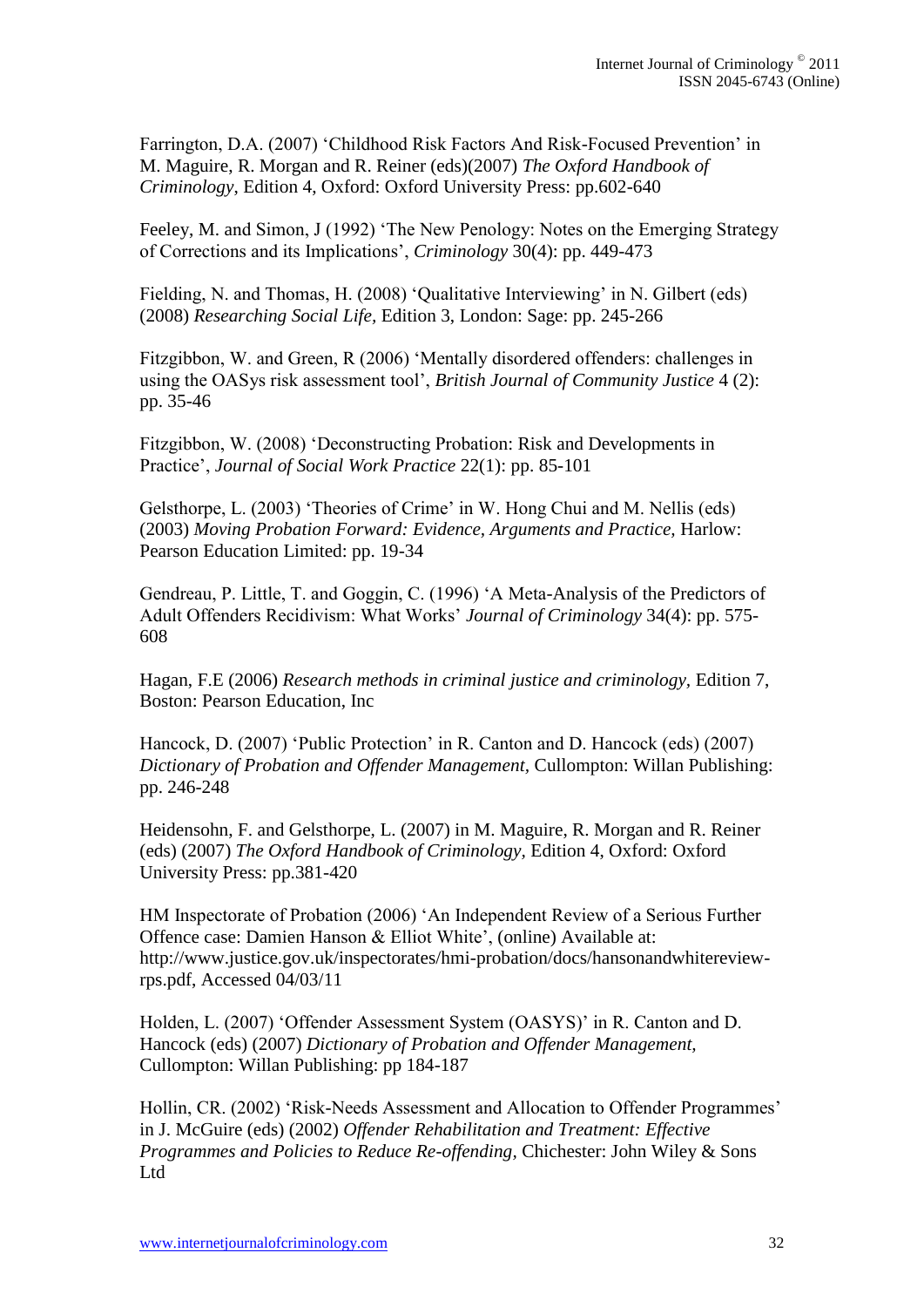Farrington, D.A. (2007) 'Childhood Risk Factors And Risk-Focused Prevention' in M. Maguire, R. Morgan and R. Reiner (eds)(2007) *The Oxford Handbook of Criminology*, Edition 4, Oxford: Oxford University Press: pp.602-640

Feeley, M. and Simon, J (1992) 'The New Penology: Notes on the Emerging Strategy of Corrections and its Implications', *Criminology* 30(4): pp. 449-473

Fielding, N. and Thomas, H. (2008) 'Qualitative Interviewing' in N. Gilbert (eds) (2008) *Researching Social Life,* Edition 3, London: Sage: pp. 245-266

Fitzgibbon, W. and Green, R (2006) 'Mentally disordered offenders: challenges in using the OASys risk assessment tool', *British Journal of Community Justice* 4 (2): pp. 35-46

Fitzgibbon, W. (2008) 'Deconstructing Probation: Risk and Developments in Practice', *Journal of Social Work Practice* 22(1): pp. 85-101

Gelsthorpe, L. (2003) 'Theories of Crime' in W. Hong Chui and M. Nellis (eds) (2003) *Moving Probation Forward: Evidence, Arguments and Practice,* Harlow: Pearson Education Limited: pp. 19-34

Gendreau, P. Little, T. and Goggin, C. (1996) 'A Meta-Analysis of the Predictors of Adult Offenders Recidivism: What Works' *Journal of Criminology* 34(4): pp. 575-608

Hagan, F.E (2006) *Research methods in criminal justice and criminology,* Edition 7, Boston: Pearson Education, Inc

Hancock, D. (2007) 'Public Protection' in R. Canton and D. Hancock (eds) (2007) *Dictionary of Probation and Offender Management,* Cullompton: Willan Publishing: pp. 246-248

Heidensohn, F. and Gelsthorpe, L. (2007) in M. Maguire, R. Morgan and R. Reiner (eds) (2007) *The Oxford Handbook of Criminology,* Edition 4, Oxford: Oxford University Press: pp.381-420

HM Inspectorate of Probation (2006) 'An Independent Review of a Serious Further Offence case: Damien Hanson & Elliot White', (online) Available at: http://www.justice.gov.uk/inspectorates/hmi-probation/docs/hansonandwhitereview-rps.pdf, Accessed 04/03/11

Holden, L. (2007) 'Offender Assessment System (OASYS)' in R. Canton and D. Hancock (eds) (2007) *Dictionary of Probation and Offender Management,* Cullompton: Willan Publishing: pp 184-187

Hollin, CR. (2002) 'Risk-Needs Assessment and Allocation to Offender Programmes' in J. McGuire (eds) (2002) *Offender Rehabilitation and Treatment: Effective Programmes and Policies to Reduce Re-offending*, Chichester: John Wiley & Sons Ltd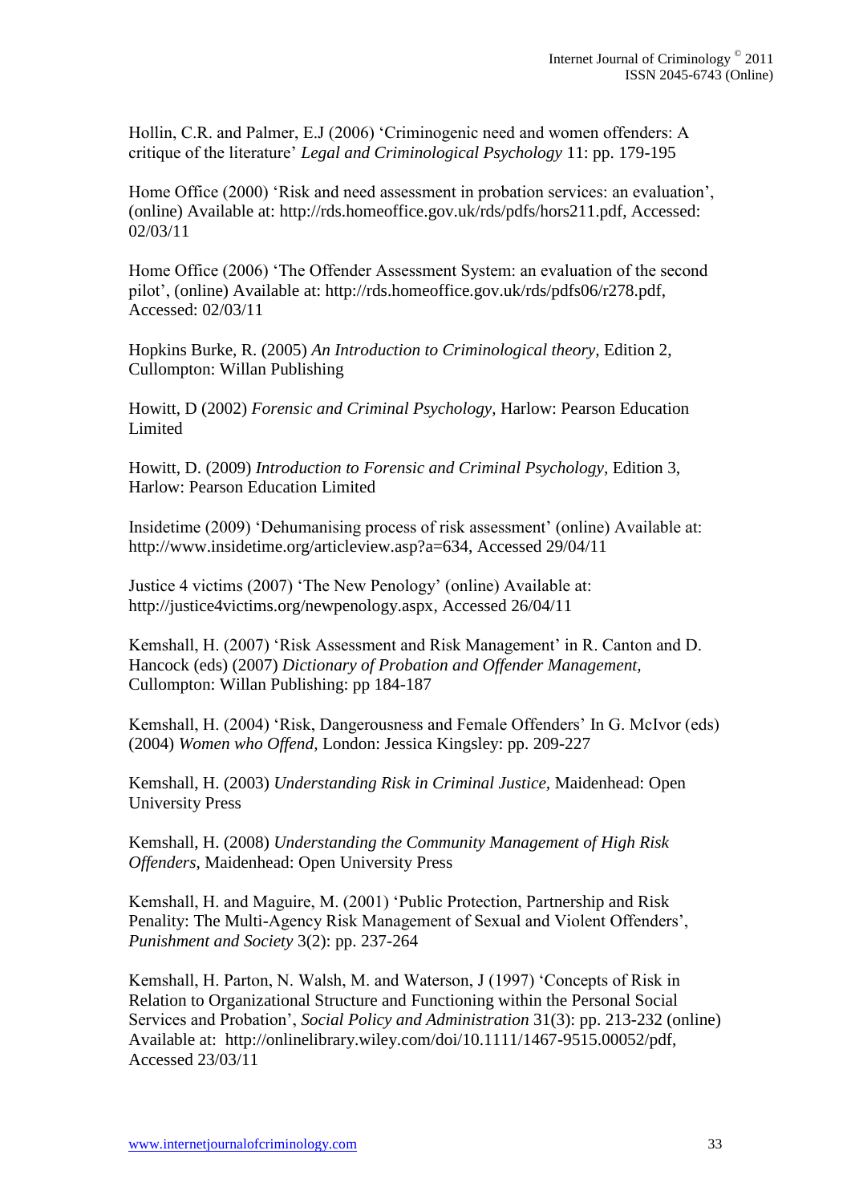Hollin, C.R. and Palmer, E.J (2006) 'Criminogenic need and women offenders: A critique of the literature' *Legal and Criminological Psychology* 11: pp. 179-195

Home Office (2000) 'Risk and need assessment in probation services: an evaluation', (online) Available at: http://rds.homeoffice.gov.uk/rds/pdfs/hors211.pdf, Accessed: 02/03/11

Home Office (2006) 'The Offender Assessment System: an evaluation of the second pilot', (online) Available at: http://rds.homeoffice.gov.uk/rds/pdfs06/r278.pdf, Accessed: 02/03/11

Hopkins Burke, R. (2005) *An Introduction to Criminological theory*, Edition 2, Cullompton: Willan Publishing

Howitt, D (2002) *Forensic and Criminal Psychology*, Harlow: Pearson Education Limited

Howitt, D. (2009) *Introduction to Forensic and Criminal Psychology*, Edition 3, Harlow: Pearson Education Limited

Insidetime (2009) 'Dehumanising process of risk assessment' (online) Available at: http://www.insidetime.org/articleview.asp?a=634, Accessed 29/04/11

Justice 4 victims (2007) 'The New Penology' (online) Available at: http://justice4victims.org/newpenology.aspx, Accessed 26/04/11

Kemshall, H. (2007) 'Risk Assessment and Risk Management' in R. Canton and D. Hancock (eds) (2007) *Dictionary of Probation and Offender Management*, Cullompton: Willan Publishing: pp 184-187

Kemshall, H. (2004) 'Risk, Dangerousness and Female Offenders' In G. McIvor (eds) (2004) *Women who Offend*, London: Jessica Kingsley: pp. 209-227

Kemshall, H. (2003) *Understanding Risk in Criminal Justice*, Maidenhead: Open University Press

Kemshall, H. (2008) *Understanding the Community Management of High Risk Offenders*, Maidenhead: Open University Press

Kemshall, H. and Maguire, M. (2001) 'Public Protection, Partnership and Risk Penality: The Multi-Agency Risk Management of Sexual and Violent Offenders', *Punishment and Society* 3(2): pp. 237-264

Kemshall, H. Parton, N. Walsh, M. and Waterson, J (1997) 'Concepts of Risk in Relation to Organizational Structure and Functioning within the Personal Social Services and Probation', *Social Policy and Administration* 31(3): pp. 213-232 (online) Available at: http://onlinelibrary.wiley.com/doi/10.1111/1467-9515.00052/pdf, Accessed 23/03/11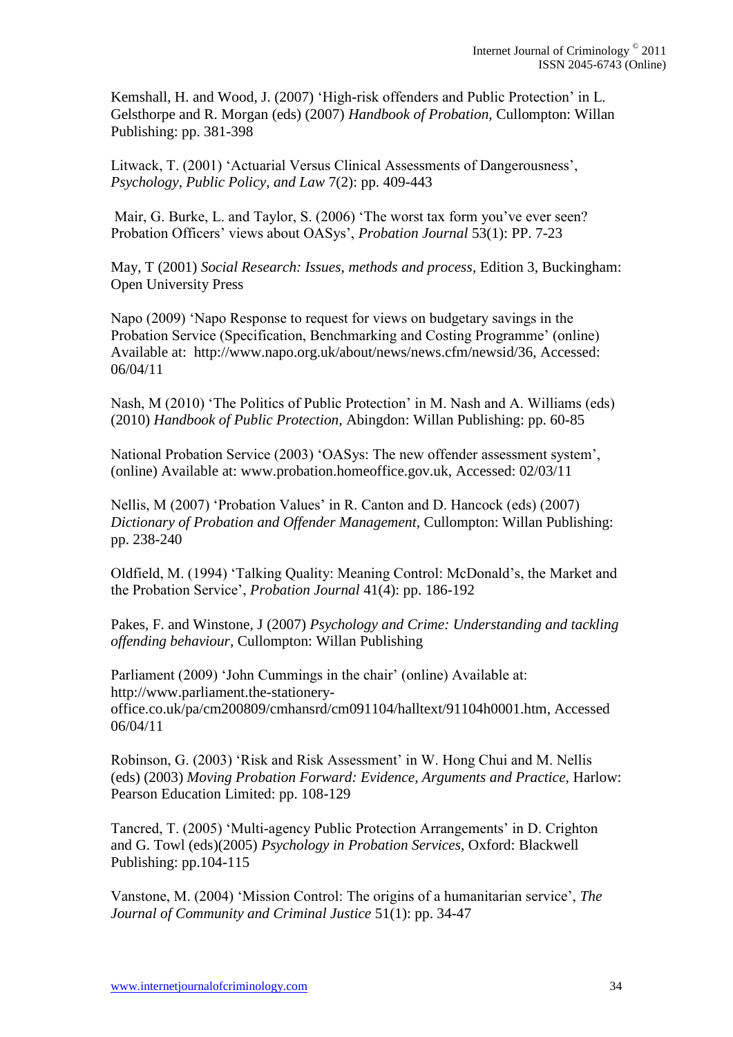Kemshall, H. and Wood, J. (2007) 'High-risk offenders and Public Protection' in L. Gelsthorpe and R. Morgan (eds) (2007) *Handbook of Probation,* Cullompton: Willan Publishing: pp. 381-398

Litwack, T. (2001) 'Actuarial Versus Clinical Assessments of Dangerousness', *Psychology, Public Policy, and Law* 7(2): pp. 409-443

Mair, G. Burke, L. and Taylor, S. (2006) 'The worst tax form you've ever seen? Probation Officers' views about OASys', *Probation Journal* 53(1): PP. 7-23

May, T (2001) *Social Research: Issues, methods and process,* Edition 3, Buckingham: Open University Press

Napo (2009) 'Napo Response to request for views on budgetary savings in the Probation Service (Specification, Benchmarking and Costing Programme' (online) Available at: http://www.napo.org.uk/about/news/news.cfm/newsid/36, Accessed: 06/04/11

Nash, M (2010) 'The Politics of Public Protection' in M. Nash and A. Williams (eds) (2010) *Handbook of Public Protection,* Abingdon: Willan Publishing: pp. 60-85

National Probation Service (2003) 'OASys: The new offender assessment system', (online) Available at: www.probation.homeoffice.gov.uk, Accessed: 02/03/11

Nellis, M (2007) 'Probation Values' in R. Canton and D. Hancock (eds) (2007) *Dictionary of Probation and Offender Management,* Cullompton: Willan Publishing: pp. 238-240

Oldfield, M. (1994) 'Talking Quality: Meaning Control: McDonald's, the Market and the Probation Service', *Probation Journal* 41(4): pp. 186-192

Pakes, F. and Winstone, J (2007) *Psychology and Crime: Understanding and tackling offending behaviour,* Cullompton: Willan Publishing

Parliament (2009) 'John Cummings in the chair' (online) Available at: http://www.parliament.the-stationery-office.co.uk/pa/cm200809/cmhansrd/cm091104/halltext/91104h0001.htm, Accessed 06/04/11

Robinson, G. (2003) 'Risk and Risk Assessment' in W. Hong Chui and M. Nellis (eds) (2003) *Moving Probation Forward: Evidence, Arguments and Practice,* Harlow: Pearson Education Limited: pp. 108-129

Tancred, T. (2005) 'Multi-agency Public Protection Arrangements' in D. Crighton and G. Towl (eds)(2005) *Psychology in Probation Services,* Oxford: Blackwell Publishing: pp.104-115

Vanstone, M. (2004) 'Mission Control: The origins of a humanitarian service', *The Journal of Community and Criminal Justice* 51(1): pp. 34-47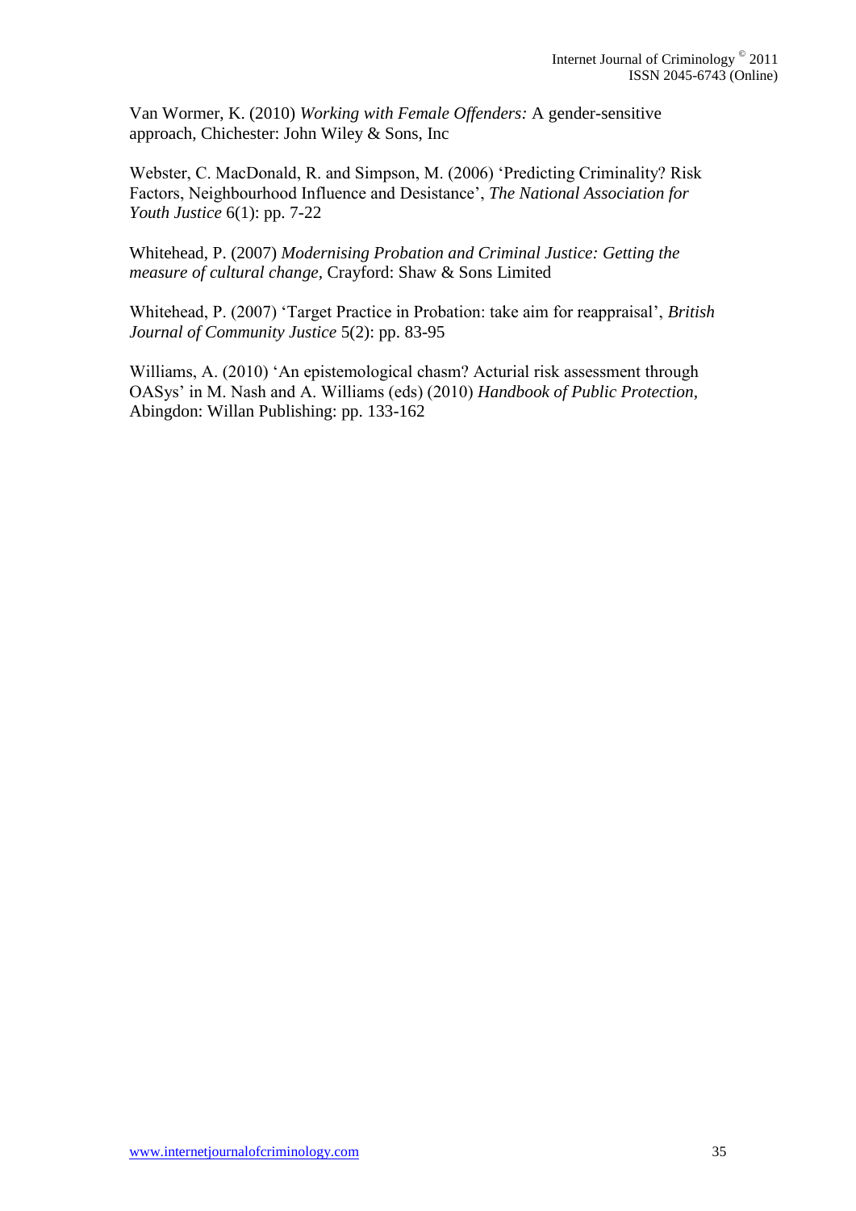Van Wormer, K. (2010) *Working with Female Offenders:* A gender-sensitive approach, Chichester: John Wiley & Sons, Inc

Webster, C. MacDonald, R. and Simpson, M. (2006) 'Predicting Criminality? Risk Factors, Neighbourhood Influence and Desistance', *The National Association for Youth Justice* 6(1): pp. 7-22

Whitehead, P. (2007) *Modernising Probation and Criminal Justice: Getting the measure of cultural change,* Crayford: Shaw & Sons Limited

Whitehead, P. (2007) 'Target Practice in Probation: take aim for reappraisal', *British Journal of Community Justice* 5(2): pp. 83-95

Williams, A. (2010) 'An epistemological chasm? Acturial risk assessment through OASys' in M. Nash and A. Williams (eds) (2010) *Handbook of Public Protection,* Abingdon: Willan Publishing: pp. 133-162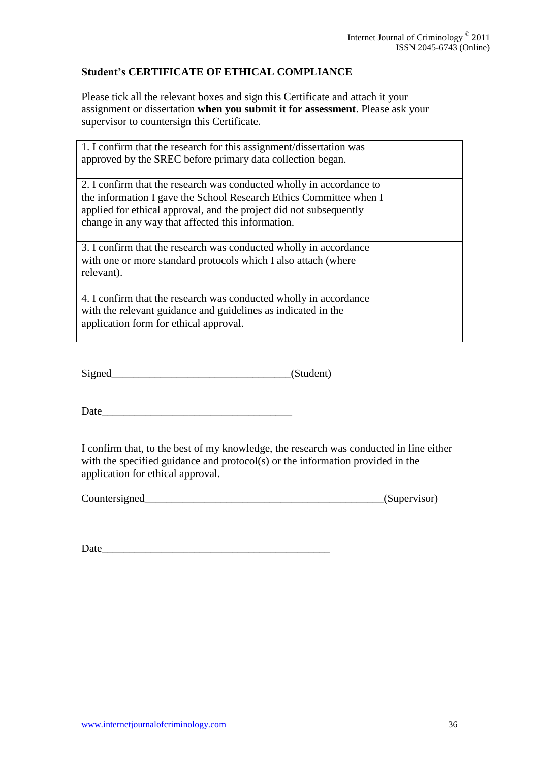### Student's CERTIFICATE OF ETHICAL COMPLIANCE

Please tick all the relevant boxes and sign this Certificate and attach it your assignment or dissertation **when you submit it for assessment**. Please ask your supervisor to countersign this Certificate.

| | |
|---|---|
| 1. I confirm that the research for this assignment/dissertation was approved by the SREC before primary data collection began. | |
| 2. I confirm that the research was conducted wholly in accordance to the information I gave the School Research Ethics Committee when I applied for ethical approval, and the project did not subsequently change in any way that affected this information. | |
| 3. I confirm that the research was conducted wholly in accordance with one or more standard protocols which I also attach (where relevant). | |
| 4. I confirm that the research was conducted wholly in accordance with the relevant guidance and guidelines as indicated in the application form for ethical approval. | |

Signed_________________________________(Student)

Date___________________________________

I confirm that, to the best of my knowledge, the research was conducted in line either with the specified guidance and protocol(s) or the information provided in the application for ethical approval.

Countersigned_____________________________________________(Supervisor)

Date___________________________________________